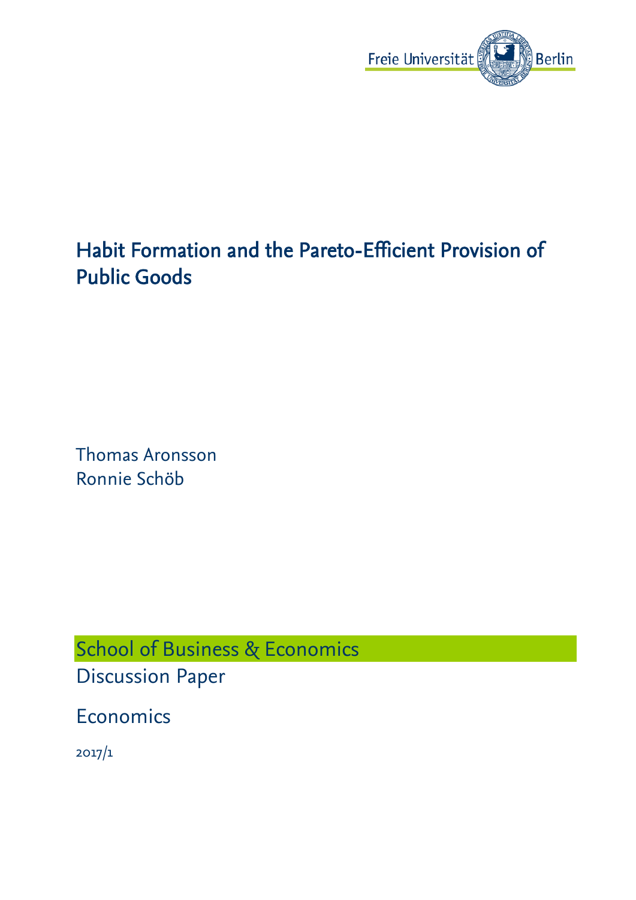Freie Universität Berlin

# Habit Formation and the Pareto-Efficient Provision of Public Goods

Thomas Aronsson
Ronnie Schöb

School of Business & Economics
Discussion Paper

Economics

2017/1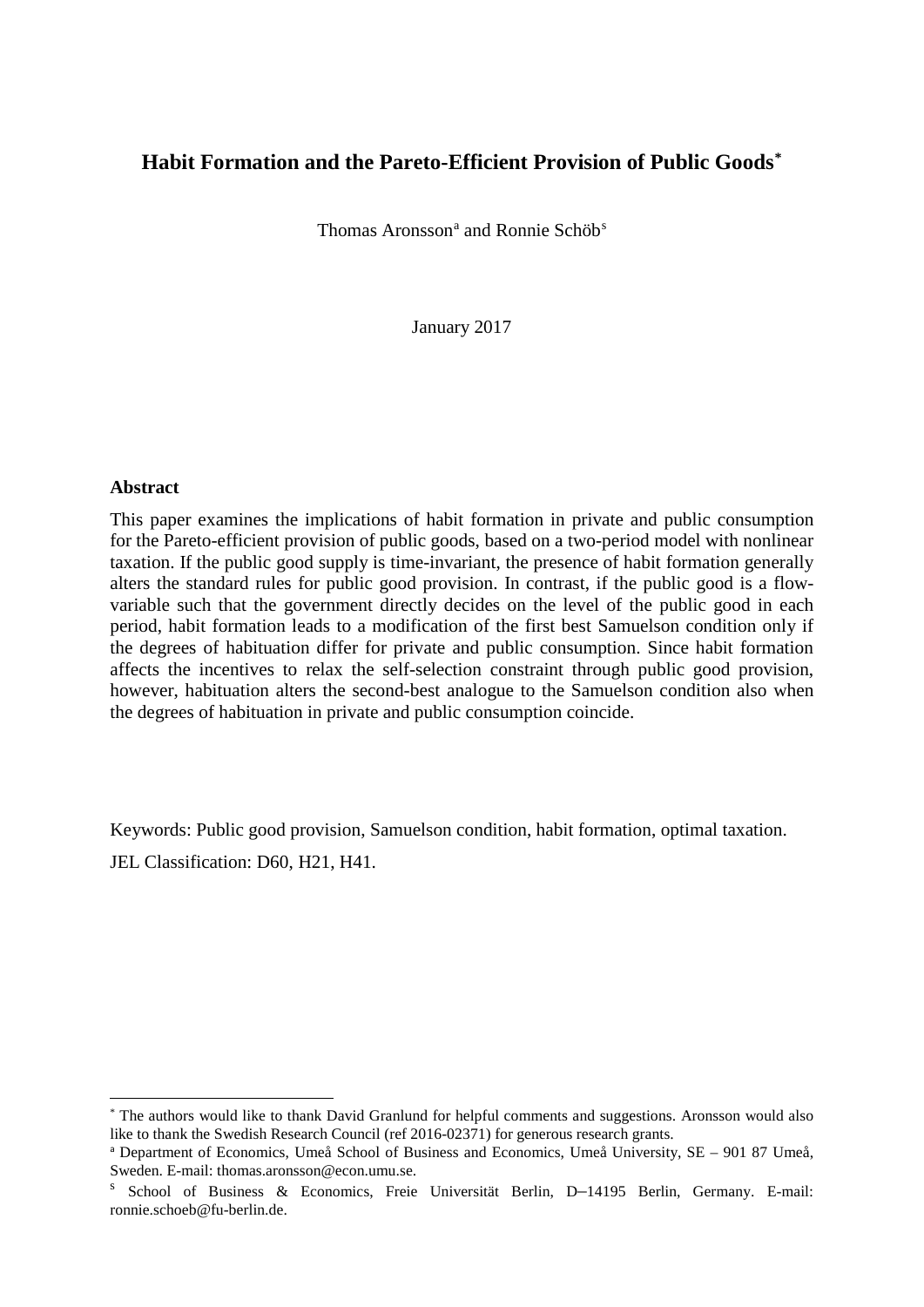# Habit Formation and the Pareto-Efficient Provision of Public Goods[*]

Thomas Aronsson[a] and Ronnie Schöb[s]

January 2017

**Abstract**

This paper examines the implications of habit formation in private and public consumption for the Pareto-efficient provision of public goods, based on a two-period model with nonlinear taxation. If the public good supply is time-invariant, the presence of habit formation generally alters the standard rules for public good provision. In contrast, if the public good is a flow-variable such that the government directly decides on the level of the public good in each period, habit formation leads to a modification of the first best Samuelson condition only if the degrees of habituation differ for private and public consumption. Since habit formation affects the incentives to relax the self-selection constraint through public good provision, however, habituation alters the second-best analogue to the Samuelson condition also when the degrees of habituation in private and public consumption coincide.

Keywords: Public good provision, Samuelson condition, habit formation, optimal taxation.

JEL Classification: D60, H21, H41.

---

[*] The authors would like to thank David Granlund for helpful comments and suggestions. Aronsson would also like to thank the Swedish Research Council (ref 2016-02371) for generous research grants.

[a] Department of Economics, Umeå School of Business and Economics, Umeå University, SE – 901 87 Umeå, Sweden. E-mail: thomas.aronsson@econ.umu.se.

[s] School of Business & Economics, Freie Universität Berlin, D–14195 Berlin, Germany. E-mail: ronnie.schoeb@fu-berlin.de.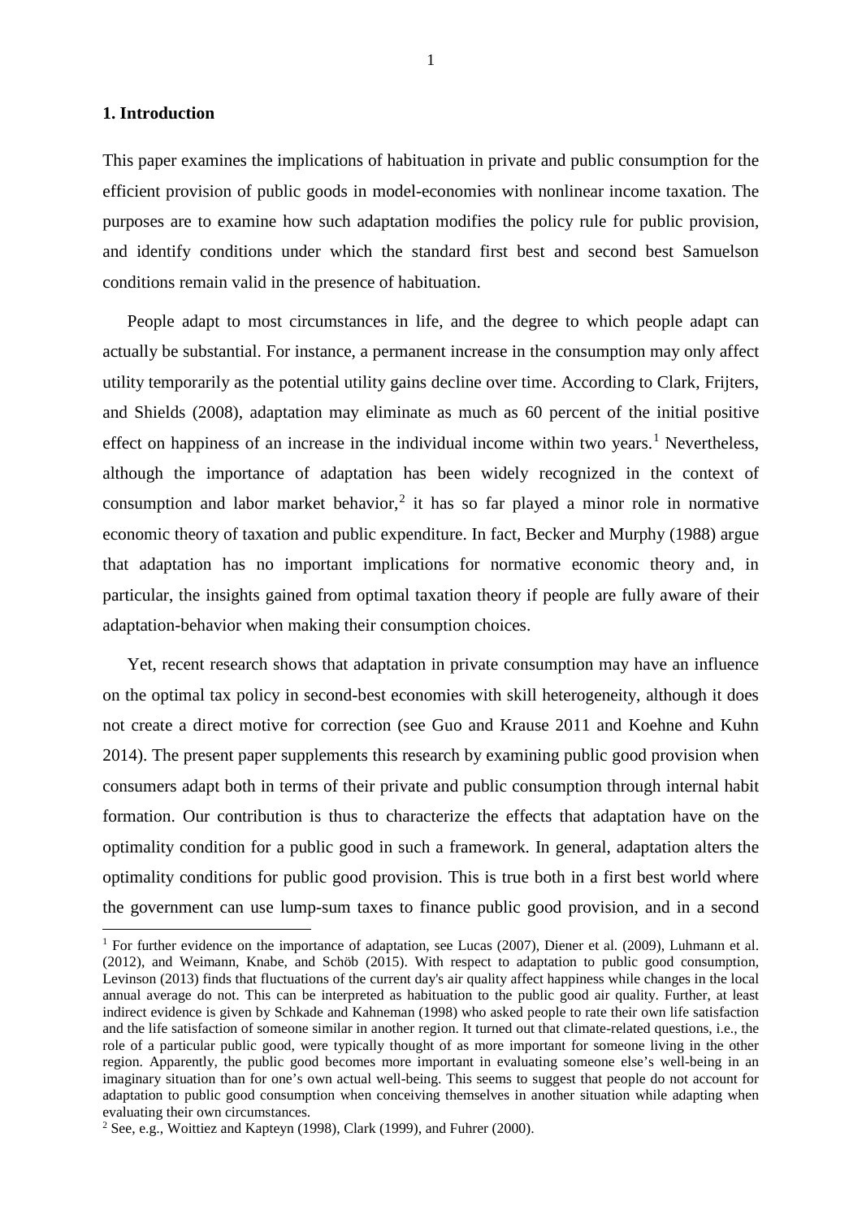## 1. Introduction

This paper examines the implications of habituation in private and public consumption for the efficient provision of public goods in model-economies with nonlinear income taxation. The purposes are to examine how such adaptation modifies the policy rule for public provision, and identify conditions under which the standard first best and second best Samuelson conditions remain valid in the presence of habituation.

People adapt to most circumstances in life, and the degree to which people adapt can actually be substantial. For instance, a permanent increase in the consumption may only affect utility temporarily as the potential utility gains decline over time. According to Clark, Frijters, and Shields (2008), adaptation may eliminate as much as 60 percent of the initial positive effect on happiness of an increase in the individual income within two years.[1] Nevertheless, although the importance of adaptation has been widely recognized in the context of consumption and labor market behavior,[2] it has so far played a minor role in normative economic theory of taxation and public expenditure. In fact, Becker and Murphy (1988) argue that adaptation has no important implications for normative economic theory and, in particular, the insights gained from optimal taxation theory if people are fully aware of their adaptation-behavior when making their consumption choices.

Yet, recent research shows that adaptation in private consumption may have an influence on the optimal tax policy in second-best economies with skill heterogeneity, although it does not create a direct motive for correction (see Guo and Krause 2011 and Koehne and Kuhn 2014). The present paper supplements this research by examining public good provision when consumers adapt both in terms of their private and public consumption through internal habit formation. Our contribution is thus to characterize the effects that adaptation have on the optimality condition for a public good in such a framework. In general, adaptation alters the optimality conditions for public good provision. This is true both in a first best world where the government can use lump-sum taxes to finance public good provision, and in a second

[1] For further evidence on the importance of adaptation, see Lucas (2007), Diener et al. (2009), Luhmann et al. (2012), and Weimann, Knabe, and Schöb (2015). With respect to adaptation to public good consumption, Levinson (2013) finds that fluctuations of the current day's air quality affect happiness while changes in the local annual average do not. This can be interpreted as habituation to the public good air quality. Further, at least indirect evidence is given by Schkade and Kahneman (1998) who asked people to rate their own life satisfaction and the life satisfaction of someone similar in another region. It turned out that climate-related questions, i.e., the role of a particular public good, were typically thought of as more important for someone living in the other region. Apparently, the public good becomes more important in evaluating someone else's well-being in an imaginary situation than for one's own actual well-being. This seems to suggest that people do not account for adaptation to public good consumption when conceiving themselves in another situation while adapting when evaluating their own circumstances.

[2] See, e.g., Woittiez and Kapteyn (1998), Clark (1999), and Fuhrer (2000).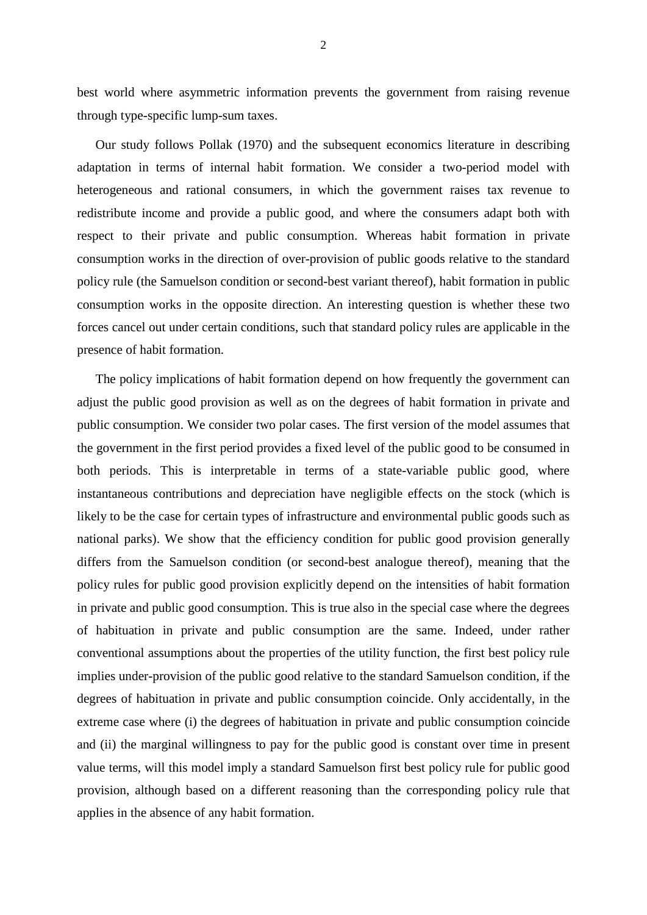best world where asymmetric information prevents the government from raising revenue through type-specific lump-sum taxes.

Our study follows Pollak (1970) and the subsequent economics literature in describing adaptation in terms of internal habit formation. We consider a two-period model with heterogeneous and rational consumers, in which the government raises tax revenue to redistribute income and provide a public good, and where the consumers adapt both with respect to their private and public consumption. Whereas habit formation in private consumption works in the direction of over-provision of public goods relative to the standard policy rule (the Samuelson condition or second-best variant thereof), habit formation in public consumption works in the opposite direction. An interesting question is whether these two forces cancel out under certain conditions, such that standard policy rules are applicable in the presence of habit formation.

The policy implications of habit formation depend on how frequently the government can adjust the public good provision as well as on the degrees of habit formation in private and public consumption. We consider two polar cases. The first version of the model assumes that the government in the first period provides a fixed level of the public good to be consumed in both periods. This is interpretable in terms of a state-variable public good, where instantaneous contributions and depreciation have negligible effects on the stock (which is likely to be the case for certain types of infrastructure and environmental public goods such as national parks). We show that the efficiency condition for public good provision generally differs from the Samuelson condition (or second-best analogue thereof), meaning that the policy rules for public good provision explicitly depend on the intensities of habit formation in private and public good consumption. This is true also in the special case where the degrees of habituation in private and public consumption are the same. Indeed, under rather conventional assumptions about the properties of the utility function, the first best policy rule implies under-provision of the public good relative to the standard Samuelson condition, if the degrees of habituation in private and public consumption coincide. Only accidentally, in the extreme case where (i) the degrees of habituation in private and public consumption coincide and (ii) the marginal willingness to pay for the public good is constant over time in present value terms, will this model imply a standard Samuelson first best policy rule for public good provision, although based on a different reasoning than the corresponding policy rule that applies in the absence of any habit formation.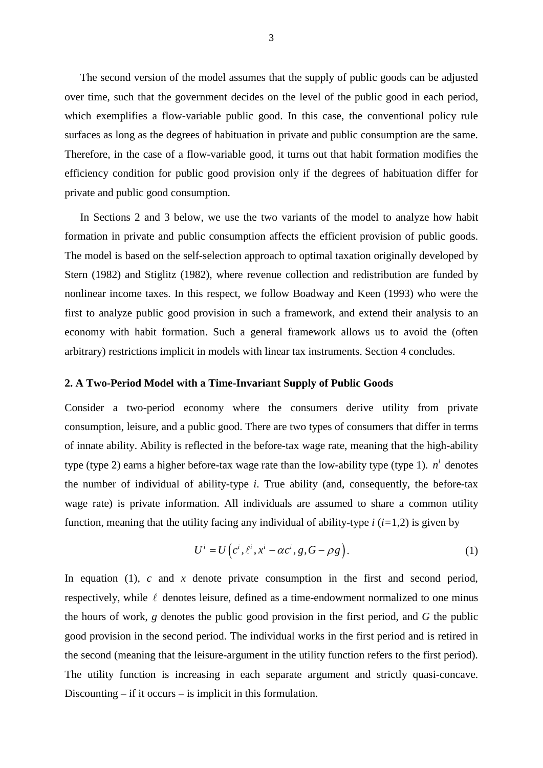The second version of the model assumes that the supply of public goods can be adjusted over time, such that the government decides on the level of the public good in each period, which exemplifies a flow-variable public good. In this case, the conventional policy rule surfaces as long as the degrees of habituation in private and public consumption are the same. Therefore, in the case of a flow-variable good, it turns out that habit formation modifies the efficiency condition for public good provision only if the degrees of habituation differ for private and public good consumption.

In Sections 2 and 3 below, we use the two variants of the model to analyze how habit formation in private and public consumption affects the efficient provision of public goods. The model is based on the self-selection approach to optimal taxation originally developed by Stern (1982) and Stiglitz (1982), where revenue collection and redistribution are funded by nonlinear income taxes. In this respect, we follow Boadway and Keen (1993) who were the first to analyze public good provision in such a framework, and extend their analysis to an economy with habit formation. Such a general framework allows us to avoid the (often arbitrary) restrictions implicit in models with linear tax instruments. Section 4 concludes.

## 2. A Two-Period Model with a Time-Invariant Supply of Public Goods

Consider a two-period economy where the consumers derive utility from private consumption, leisure, and a public good. There are two types of consumers that differ in terms of innate ability. Ability is reflected in the before-tax wage rate, meaning that the high-ability type (type 2) earns a higher before-tax wage rate than the low-ability type (type 1). $n^i$ denotes the number of individual of ability-type *i*. True ability (and, consequently, the before-tax wage rate) is private information. All individuals are assumed to share a common utility function, meaning that the utility facing any individual of ability-type *i* (*i*=1,2) is given by

$$U^i = U\left(c^i, \ell^i, x^i - \alpha c^i, g, G - \rho g\right). \tag{1}$$

In equation (1), *c* and *x* denote private consumption in the first and second period, respectively, while $\ell$ denotes leisure, defined as a time-endowment normalized to one minus the hours of work, *g* denotes the public good provision in the first period, and *G* the public good provision in the second period. The individual works in the first period and is retired in the second (meaning that the leisure-argument in the utility function refers to the first period). The utility function is increasing in each separate argument and strictly quasi-concave. Discounting – if it occurs – is implicit in this formulation.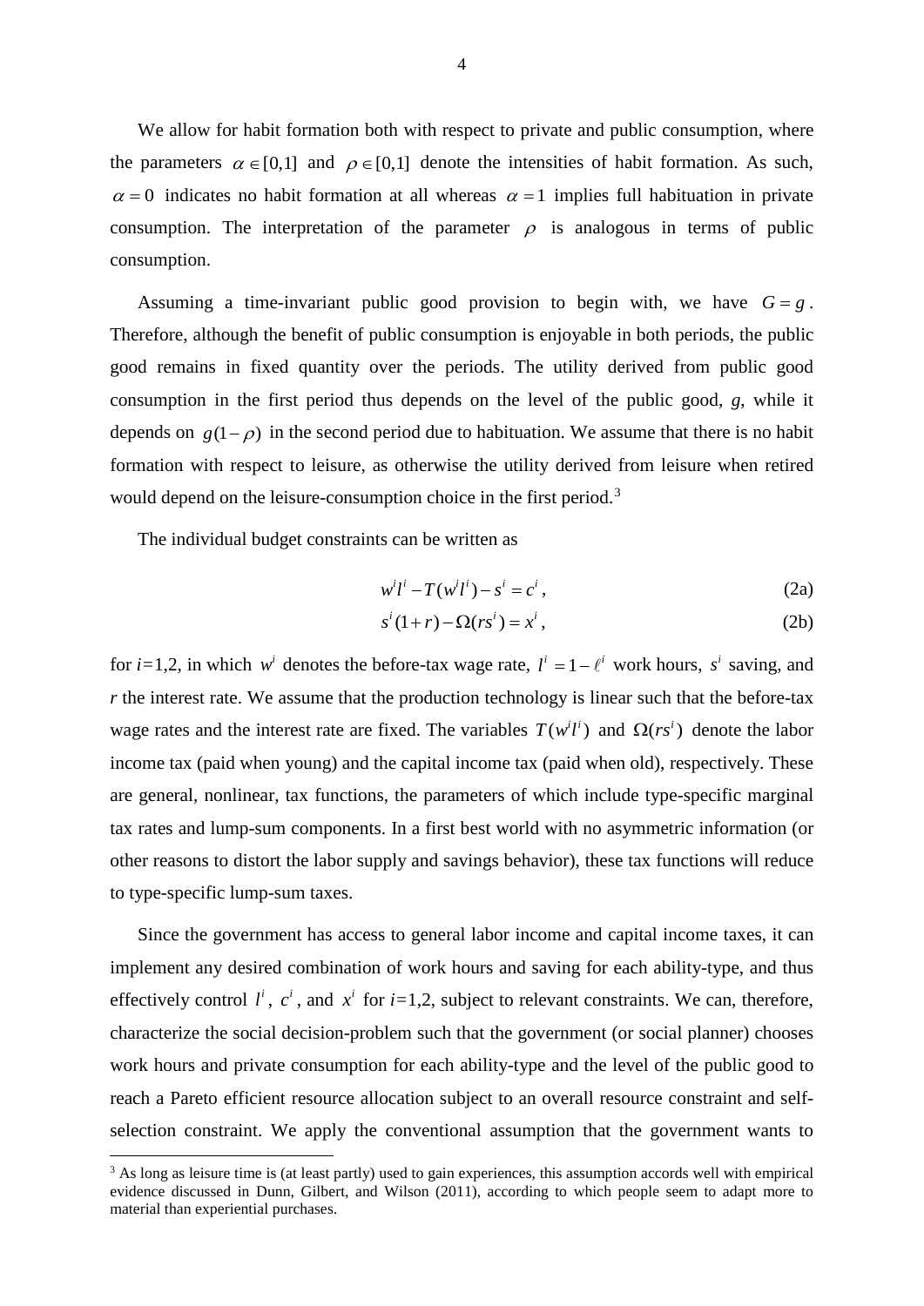We allow for habit formation both with respect to private and public consumption, where the parameters $\alpha \in [0,1]$ and $\rho \in [0,1]$ denote the intensities of habit formation. As such, $\alpha = 0$ indicates no habit formation at all whereas $\alpha = 1$ implies full habituation in private consumption. The interpretation of the parameter $\rho$ is analogous in terms of public consumption.

Assuming a time-invariant public good provision to begin with, we have $G = g$. Therefore, although the benefit of public consumption is enjoyable in both periods, the public good remains in fixed quantity over the periods. The utility derived from public good consumption in the first period thus depends on the level of the public good, $g$, while it depends on $g(1-\rho)$ in the second period due to habituation. We assume that there is no habit formation with respect to leisure, as otherwise the utility derived from leisure when retired would depend on the leisure-consumption choice in the first period.[3]

The individual budget constraints can be written as

$$w^i l^i - T(w^i l^i) - s^i = c^i, \tag{2a}$$

$$s^i(1+r) - \Omega(rs^i) = x^i, \tag{2b}$$

for $i$=1,2, in which $w^i$ denotes the before-tax wage rate, $l^i = 1 - \ell^i$ work hours, $s^i$ saving, and $r$ the interest rate. We assume that the production technology is linear such that the before-tax wage rates and the interest rate are fixed. The variables $T(w^i l^i)$ and $\Omega(rs^i)$ denote the labor income tax (paid when young) and the capital income tax (paid when old), respectively. These are general, nonlinear, tax functions, the parameters of which include type-specific marginal tax rates and lump-sum components. In a first best world with no asymmetric information (or other reasons to distort the labor supply and savings behavior), these tax functions will reduce to type-specific lump-sum taxes.

Since the government has access to general labor income and capital income taxes, it can implement any desired combination of work hours and saving for each ability-type, and thus effectively control $l^i$, $c^i$, and $x^i$ for $i$=1,2, subject to relevant constraints. We can, therefore, characterize the social decision-problem such that the government (or social planner) chooses work hours and private consumption for each ability-type and the level of the public good to reach a Pareto efficient resource allocation subject to an overall resource constraint and self-selection constraint. We apply the conventional assumption that the government wants to

[3] As long as leisure time is (at least partly) used to gain experiences, this assumption accords well with empirical evidence discussed in Dunn, Gilbert, and Wilson (2011), according to which people seem to adapt more to material than experiential purchases.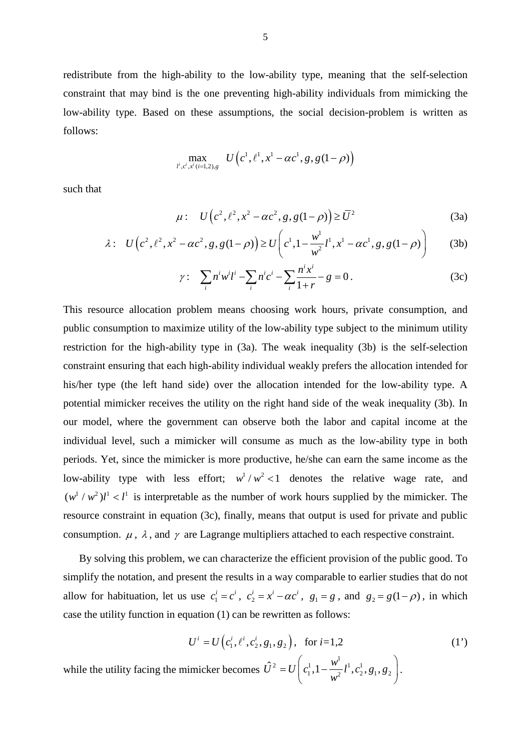redistribute from the high-ability to the low-ability type, meaning that the self-selection constraint that may bind is the one preventing high-ability individuals from mimicking the low-ability type. Based on these assumptions, the social decision-problem is written as follows:

$$\max_{l^i, c^i, x^i (i=1,2), g} \quad U\left(c^1, \ell^1, x^1 - \alpha c^1, g, g(1-\rho)\right)$$

such that

$$\mu: \quad U\left(c^2, \ell^2, x^2 - \alpha c^2, g, g(1-\rho)\right) \geq \bar{U}^2 \tag{3a}$$

$$\lambda: \quad U\left(c^2, \ell^2, x^2 - \alpha c^2, g, g(1-\rho)\right) \geq U\left(c^1, 1 - \frac{w^1}{w^2} l^1, x^1 - \alpha c^1, g, g(1-\rho)\right) \tag{3b}$$

$$\gamma: \quad \sum_i n^i w^i l^i - \sum_i n^i c^i - \sum_i \frac{n^i x^i}{1+r} - g = 0\,. \tag{3c}$$

This resource allocation problem means choosing work hours, private consumption, and public consumption to maximize utility of the low-ability type subject to the minimum utility restriction for the high-ability type in (3a). The weak inequality (3b) is the self-selection constraint ensuring that each high-ability individual weakly prefers the allocation intended for his/her type (the left hand side) over the allocation intended for the low-ability type. A potential mimicker receives the utility on the right hand side of the weak inequality (3b). In our model, where the government can observe both the labor and capital income at the individual level, such a mimicker will consume as much as the low-ability type in both periods. Yet, since the mimicker is more productive, he/she can earn the same income as the low-ability type with less effort; $w^1 / w^2 < 1$ denotes the relative wage rate, and $(w^1 / w^2) l^1 < l^1$ is interpretable as the number of work hours supplied by the mimicker. The resource constraint in equation (3c), finally, means that output is used for private and public consumption. $\mu$, $\lambda$, and $\gamma$ are Lagrange multipliers attached to each respective constraint.

By solving this problem, we can characterize the efficient provision of the public good. To simplify the notation, and present the results in a way comparable to earlier studies that do not allow for habituation, let us use $c_1^i = c^i$, $c_2^i = x^i - \alpha c^i$, $g_1 = g$, and $g_2 = g(1-\rho)$, in which case the utility function in equation (1) can be rewritten as follows:

$$U^i = U\left(c_1^i, \ell^i, c_2^i, g_1, g_2\right), \quad \text{for } i\text{=1,2} \tag{1'}$$

while the utility facing the mimicker becomes $\hat{U}^2 = U\left(c_1^1, 1 - \frac{w^1}{w^2} l^1, c_2^1, g_1, g_2\right)$.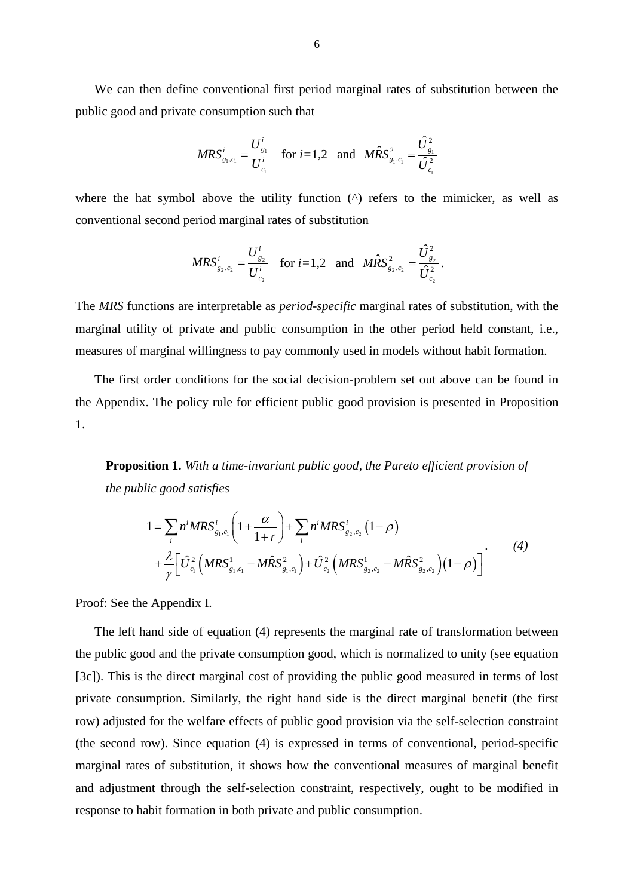We can then define conventional first period marginal rates of substitution between the public good and private consumption such that

$$MRS^i_{g_1,c_1} = \frac{U^i_{g_1}}{U^i_{c_1}} \quad \text{for } i\text{=1,2} \quad \text{and} \quad M\hat{R}S^2_{g_1,c_1} = \frac{\hat{U}^2_{g_1}}{\hat{U}^2_{c_1}}$$

where the hat symbol above the utility function (^) refers to the mimicker, as well as conventional second period marginal rates of substitution

$$MRS^i_{g_2,c_2} = \frac{U^i_{g_2}}{U^i_{c_2}} \quad \text{for } i\text{=1,2} \quad \text{and} \quad M\hat{R}S^2_{g_2,c_2} = \frac{\hat{U}^2_{g_2}}{\hat{U}^2_{c_2}}.$$

The *MRS* functions are interpretable as *period-specific* marginal rates of substitution, with the marginal utility of private and public consumption in the other period held constant, i.e., measures of marginal willingness to pay commonly used in models without habit formation.

The first order conditions for the social decision-problem set out above can be found in the Appendix. The policy rule for efficient public good provision is presented in Proposition 1.

**Proposition 1.** *With a time-invariant public good, the Pareto efficient provision of the public good satisfies*

$$\begin{aligned} 1 = &\sum_i n^i MRS^i_{g_1,c_1}\left(1+\frac{\alpha}{1+r}\right) + \sum_i n^i MRS^i_{g_2,c_2}\left(1-\rho\right) \\ &+\frac{\lambda}{\gamma}\left[\hat{U}^2_{c_1}\left(MRS^1_{g_1,c_1} - M\hat{R}S^2_{g_1,c_1}\right) + \hat{U}^2_{c_2}\left(MRS^1_{g_2,c_2} - M\hat{R}S^2_{g_2,c_2}\right)\left(1-\rho\right)\right] \end{aligned} \quad (4)$$

Proof: See the Appendix I.

The left hand side of equation (4) represents the marginal rate of transformation between the public good and the private consumption good, which is normalized to unity (see equation [3c]). This is the direct marginal cost of providing the public good measured in terms of lost private consumption. Similarly, the right hand side is the direct marginal benefit (the first row) adjusted for the welfare effects of public good provision via the self-selection constraint (the second row). Since equation (4) is expressed in terms of conventional, period-specific marginal rates of substitution, it shows how the conventional measures of marginal benefit and adjustment through the self-selection constraint, respectively, ought to be modified in response to habit formation in both private and public consumption.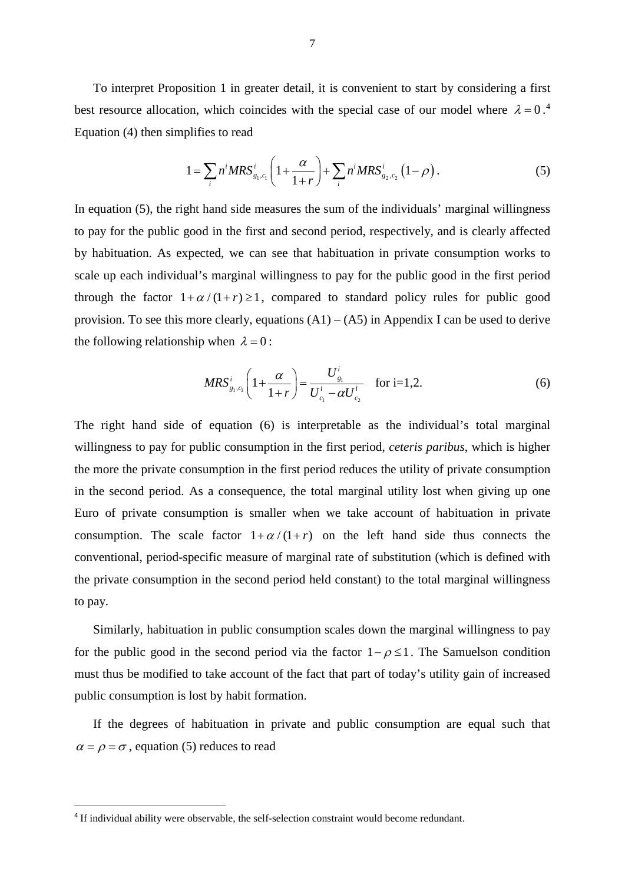To interpret Proposition 1 in greater detail, it is convenient to start by considering a first best resource allocation, which coincides with the special case of our model where $\lambda = 0$.[4] Equation (4) then simplifies to read

$$1 = \sum_i n^i MRS^i_{g_1,c_1}\left(1+\frac{\alpha}{1+r}\right) + \sum_i n^i MRS^i_{g_2,c_2}\left(1-\rho\right). \tag{5}$$

In equation (5), the right hand side measures the sum of the individuals' marginal willingness to pay for the public good in the first and second period, respectively, and is clearly affected by habituation. As expected, we can see that habituation in private consumption works to scale up each individual's marginal willingness to pay for the public good in the first period through the factor $1+\alpha/(1+r) \geq 1$, compared to standard policy rules for public good provision. To see this more clearly, equations (A1) – (A5) in Appendix I can be used to derive the following relationship when $\lambda = 0$:

$$MRS^i_{g_1,c_1}\left(1+\frac{\alpha}{1+r}\right) = \frac{U^i_{g_1}}{U^i_{c_1} - \alpha U^i_{c_2}} \quad \text{for i=1,2.} \tag{6}$$

The right hand side of equation (6) is interpretable as the individual's total marginal willingness to pay for public consumption in the first period, *ceteris paribus*, which is higher the more the private consumption in the first period reduces the utility of private consumption in the second period. As a consequence, the total marginal utility lost when giving up one Euro of private consumption is smaller when we take account of habituation in private consumption. The scale factor $1+\alpha/(1+r)$ on the left hand side thus connects the conventional, period-specific measure of marginal rate of substitution (which is defined with the private consumption in the second period held constant) to the total marginal willingness to pay.

Similarly, habituation in public consumption scales down the marginal willingness to pay for the public good in the second period via the factor $1-\rho \leq 1$. The Samuelson condition must thus be modified to take account of the fact that part of today's utility gain of increased public consumption is lost by habit formation.

If the degrees of habituation in private and public consumption are equal such that $\alpha = \rho = \sigma$, equation (5) reduces to read

---

[4] If individual ability were observable, the self-selection constraint would become redundant.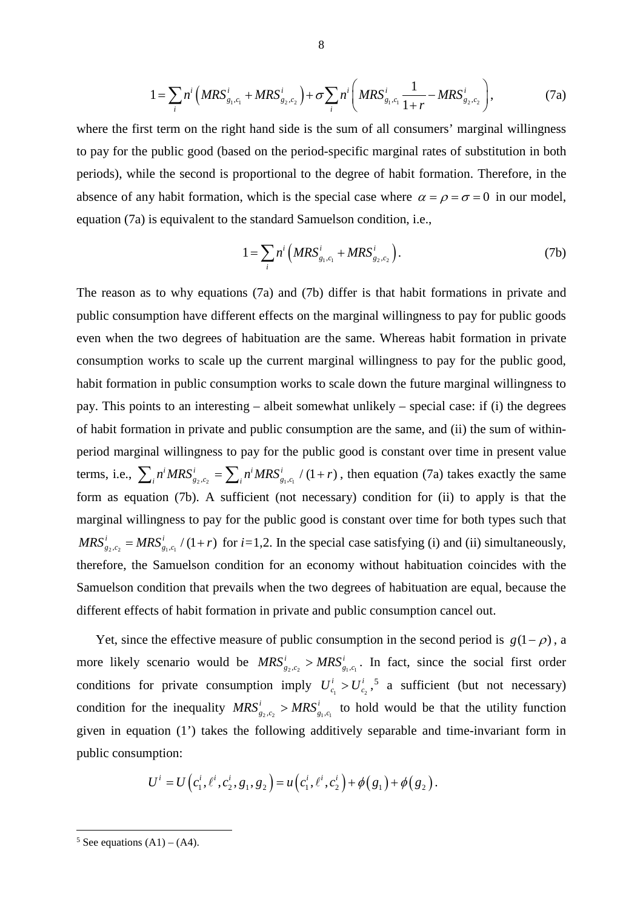$$1 = \sum_i n^i \left( MRS^i_{g_1,c_1} + MRS^i_{g_2,c_2} \right) + \sigma \sum_i n^i \left( MRS^i_{g_1,c_1} \frac{1}{1+r} - MRS^i_{g_2,c_2} \right), \tag{7a}$$

where the first term on the right hand side is the sum of all consumers' marginal willingness to pay for the public good (based on the period-specific marginal rates of substitution in both periods), while the second is proportional to the degree of habit formation. Therefore, in the absence of any habit formation, which is the special case where $\alpha = \rho = \sigma = 0$ in our model, equation (7a) is equivalent to the standard Samuelson condition, i.e.,

$$1 = \sum_i n^i \left( MRS^i_{g_1,c_1} + MRS^i_{g_2,c_2} \right). \tag{7b}$$

The reason as to why equations (7a) and (7b) differ is that habit formations in private and public consumption have different effects on the marginal willingness to pay for public goods even when the two degrees of habituation are the same. Whereas habit formation in private consumption works to scale up the current marginal willingness to pay for the public good, habit formation in public consumption works to scale down the future marginal willingness to pay. This points to an interesting – albeit somewhat unlikely – special case: if (i) the degrees of habit formation in private and public consumption are the same, and (ii) the sum of within-period marginal willingness to pay for the public good is constant over time in present value terms, i.e., $\sum_i n^i MRS^i_{g_2,c_2} = \sum_i n^i MRS^i_{g_1,c_1} / (1+r)$, then equation (7a) takes exactly the same form as equation (7b). A sufficient (not necessary) condition for (ii) to apply is that the marginal willingness to pay for the public good is constant over time for both types such that $MRS^i_{g_2,c_2} = MRS^i_{g_1,c_1} / (1+r)$ for $i$=1,2. In the special case satisfying (i) and (ii) simultaneously, therefore, the Samuelson condition for an economy without habituation coincides with the Samuelson condition that prevails when the two degrees of habituation are equal, because the different effects of habit formation in private and public consumption cancel out.

Yet, since the effective measure of public consumption in the second period is $g(1-\rho)$, a more likely scenario would be $MRS^i_{g_2,c_2} > MRS^i_{g_1,c_1}$. In fact, since the social first order conditions for private consumption imply $U^i_{c_1} > U^i_{c_2}$,[5] a sufficient (but not necessary) condition for the inequality $MRS^i_{g_2,c_2} > MRS^i_{g_1,c_1}$ to hold would be that the utility function given in equation (1') takes the following additively separable and time-invariant form in public consumption:

$$U^i = U\left(c_1^i, \ell^i, c_2^i, g_1, g_2\right) = u\left(c_1^i, \ell^i, c_2^i\right) + \phi\left(g_1\right) + \phi\left(g_2\right).$$

[5] See equations (A1) – (A4).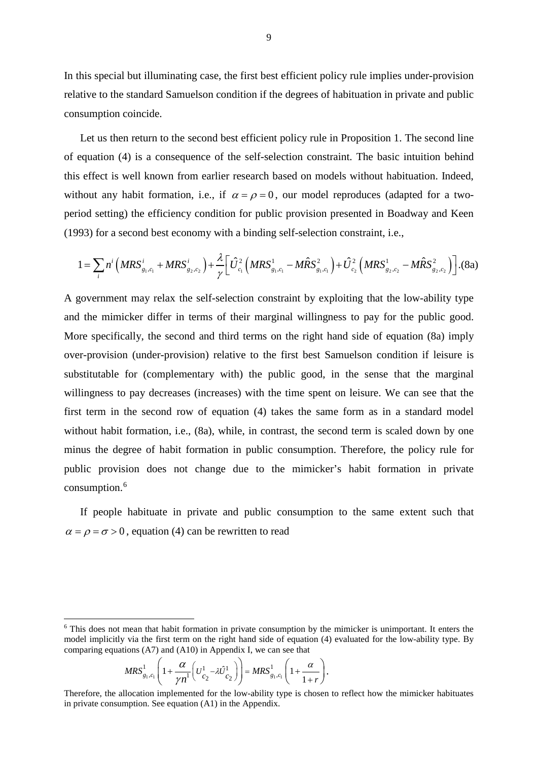In this special but illuminating case, the first best efficient policy rule implies under-provision relative to the standard Samuelson condition if the degrees of habituation in private and public consumption coincide.

Let us then return to the second best efficient policy rule in Proposition 1. The second line of equation (4) is a consequence of the self-selection constraint. The basic intuition behind this effect is well known from earlier research based on models without habituation. Indeed, without any habit formation, i.e., if $\alpha = \rho = 0$, our model reproduces (adapted for a two-period setting) the efficiency condition for public provision presented in Boadway and Keen (1993) for a second best economy with a binding self-selection constraint, i.e.,

$$1 = \sum_i n^i \left( MRS^i_{g_1,c_1} + MRS^i_{g_2,c_2} \right) + \frac{\lambda}{\gamma} \left[ \hat{U}^2_{c_1} \left( MRS^1_{g_1,c_1} - M\hat{R}S^2_{g_1,c_1} \right) + \hat{U}^2_{c_2} \left( MRS^1_{g_2,c_2} - M\hat{R}S^2_{g_2,c_2} \right) \right]. \quad (8a)$$

A government may relax the self-selection constraint by exploiting that the low-ability type and the mimicker differ in terms of their marginal willingness to pay for the public good. More specifically, the second and third terms on the right hand side of equation (8a) imply over-provision (under-provision) relative to the first best Samuelson condition if leisure is substitutable for (complementary with) the public good, in the sense that the marginal willingness to pay decreases (increases) with the time spent on leisure. We can see that the first term in the second row of equation (4) takes the same form as in a standard model without habit formation, i.e., (8a), while, in contrast, the second term is scaled down by one minus the degree of habit formation in public consumption. Therefore, the policy rule for public provision does not change due to the mimicker's habit formation in private consumption.[6]

If people habituate in private and public consumption to the same extent such that $\alpha = \rho = \sigma > 0$, equation (4) can be rewritten to read

---

[6] This does not mean that habit formation in private consumption by the mimicker is unimportant. It enters the model implicitly via the first term on the right hand side of equation (4) evaluated for the low-ability type. By comparing equations (A7) and (A10) in Appendix I, we can see that

$$MRS^1_{g_1,c_1} \left( 1 + \frac{\alpha}{\gamma n^1} \left( U^1_{c_2} - \lambda \hat{U}^1_{c_2} \right) \right) = MRS^1_{g_1,c_1} \left( 1 + \frac{\alpha}{1+r} \right).$$

Therefore, the allocation implemented for the low-ability type is chosen to reflect how the mimicker habituates in private consumption. See equation (A1) in the Appendix.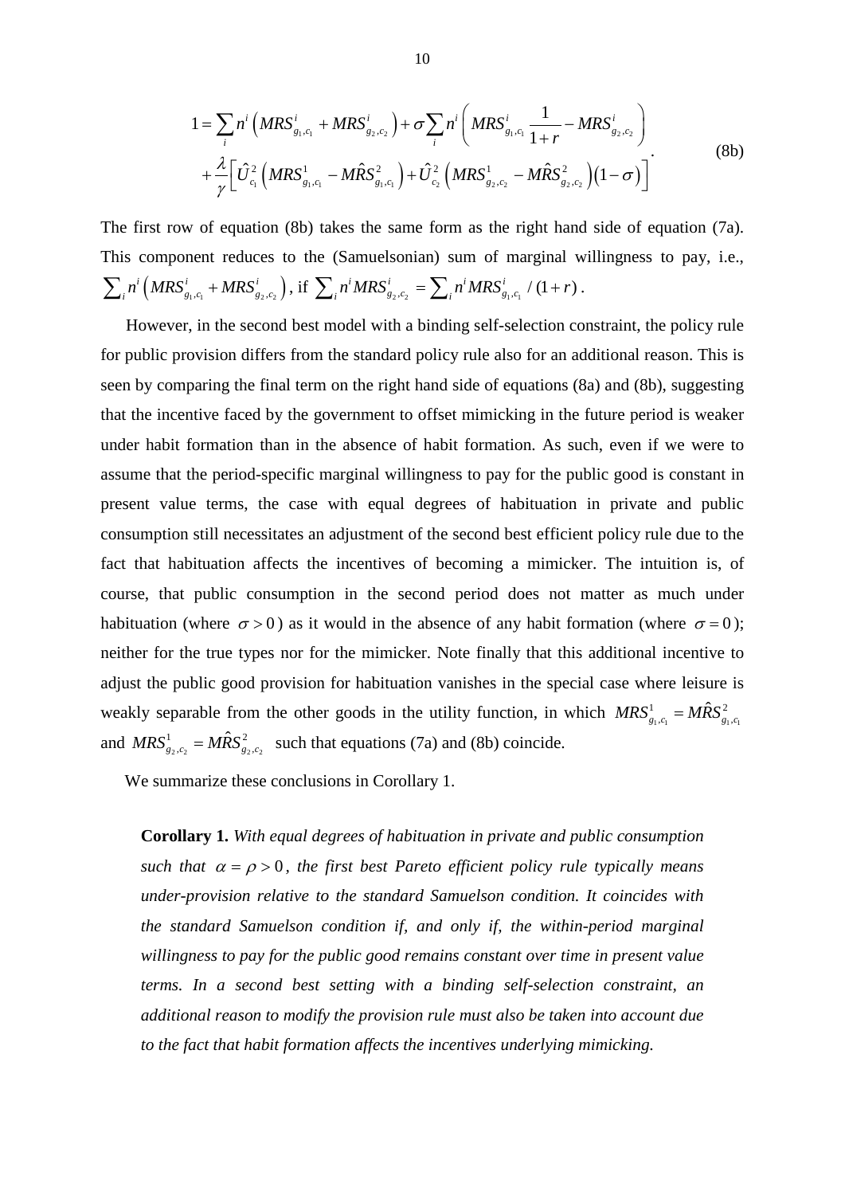$$
\begin{aligned}
1 = & \sum_i n^i \left( MRS^i_{g_1,c_1} + MRS^i_{g_2,c_2} \right) + \sigma \sum_i n^i \left( MRS^i_{g_1,c_1} \frac{1}{1+r} - MRS^i_{g_2,c_2} \right) \\
& + \frac{\lambda}{\gamma} \left[ \hat{U}^2_{c_1} \left( MRS^1_{g_1,c_1} - M\hat{R}S^2_{g_1,c_1} \right) + \hat{U}^2_{c_2} \left( MRS^1_{g_2,c_2} - M\hat{R}S^2_{g_2,c_2} \right) (1-\sigma) \right]
\end{aligned} \tag{8b}
$$

The first row of equation (8b) takes the same form as the right hand side of equation (7a). This component reduces to the (Samuelsonian) sum of marginal willingness to pay, i.e., $\sum_i n^i \left( MRS^i_{g_1,c_1} + MRS^i_{g_2,c_2} \right)$, if $\sum_i n^i MRS^i_{g_2,c_2} = \sum_i n^i MRS^i_{g_1,c_1} / (1+r)$.

However, in the second best model with a binding self-selection constraint, the policy rule for public provision differs from the standard policy rule also for an additional reason. This is seen by comparing the final term on the right hand side of equations (8a) and (8b), suggesting that the incentive faced by the government to offset mimicking in the future period is weaker under habit formation than in the absence of habit formation. As such, even if we were to assume that the period-specific marginal willingness to pay for the public good is constant in present value terms, the case with equal degrees of habituation in private and public consumption still necessitates an adjustment of the second best efficient policy rule due to the fact that habituation affects the incentives of becoming a mimicker. The intuition is, of course, that public consumption in the second period does not matter as much under habituation (where $\sigma > 0$) as it would in the absence of any habit formation (where $\sigma = 0$); neither for the true types nor for the mimicker. Note finally that this additional incentive to adjust the public good provision for habituation vanishes in the special case where leisure is weakly separable from the other goods in the utility function, in which $MRS^1_{g_1,c_1} = M\hat{R}S^2_{g_1,c_1}$ and $MRS^1_{g_2,c_2} = M\hat{R}S^2_{g_2,c_2}$ such that equations (7a) and (8b) coincide.

We summarize these conclusions in Corollary 1.

**Corollary 1.** *With equal degrees of habituation in private and public consumption such that $\alpha = \rho > 0$, the first best Pareto efficient policy rule typically means under-provision relative to the standard Samuelson condition. It coincides with the standard Samuelson condition if, and only if, the within-period marginal willingness to pay for the public good remains constant over time in present value terms. In a second best setting with a binding self-selection constraint, an additional reason to modify the provision rule must also be taken into account due to the fact that habit formation affects the incentives underlying mimicking.*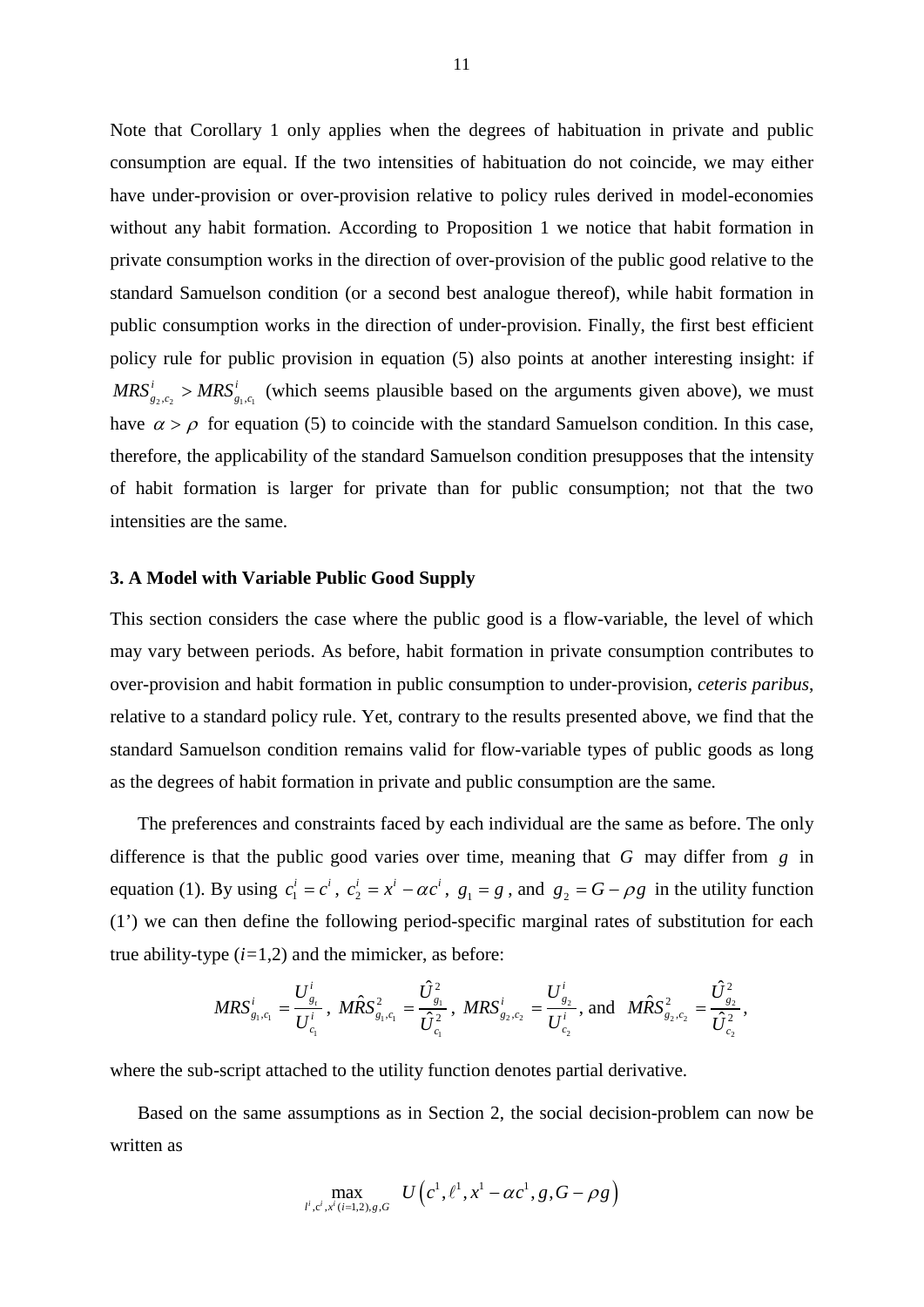Note that Corollary 1 only applies when the degrees of habituation in private and public consumption are equal. If the two intensities of habituation do not coincide, we may either have under-provision or over-provision relative to policy rules derived in model-economies without any habit formation. According to Proposition 1 we notice that habit formation in private consumption works in the direction of over-provision of the public good relative to the standard Samuelson condition (or a second best analogue thereof), while habit formation in public consumption works in the direction of under-provision. Finally, the first best efficient policy rule for public provision in equation (5) also points at another interesting insight: if $MRS^i_{g_2,c_2} > MRS^i_{g_1,c_1}$ (which seems plausible based on the arguments given above), we must have $\alpha > \rho$ for equation (5) to coincide with the standard Samuelson condition. In this case, therefore, the applicability of the standard Samuelson condition presupposes that the intensity of habit formation is larger for private than for public consumption; not that the two intensities are the same.

### 3. A Model with Variable Public Good Supply

This section considers the case where the public good is a flow-variable, the level of which may vary between periods. As before, habit formation in private consumption contributes to over-provision and habit formation in public consumption to under-provision, *ceteris paribus*, relative to a standard policy rule. Yet, contrary to the results presented above, we find that the standard Samuelson condition remains valid for flow-variable types of public goods as long as the degrees of habit formation in private and public consumption are the same.

The preferences and constraints faced by each individual are the same as before. The only difference is that the public good varies over time, meaning that $G$ may differ from $g$ in equation (1). By using $c_1^i = c^i$, $c_2^i = x^i - \alpha c^i$, $g_1 = g$, and $g_2 = G - \rho g$ in the utility function (1') we can then define the following period-specific marginal rates of substitution for each true ability-type ($i$=1,2) and the mimicker, as before:

$$MRS^i_{g_1,c_1} = \frac{U^i_{g_1}}{U^i_{c_1}},\ M\hat{R}S^2_{g_1,c_1} = \frac{\hat{U}^2_{g_1}}{\hat{U}^2_{c_1}},\ MRS^i_{g_2,c_2} = \frac{U^i_{g_2}}{U^i_{c_2}},\text{ and } M\hat{R}S^2_{g_2,c_2} = \frac{\hat{U}^2_{g_2}}{\hat{U}^2_{c_2}},$$

where the sub-script attached to the utility function denotes partial derivative.

Based on the same assumptions as in Section 2, the social decision-problem can now be written as

$$\max_{l^i,c^i,x^i(i=1,2),g,G} \quad U\left(c^1, \ell^1, x^1 - \alpha c^1, g, G - \rho g\right)$$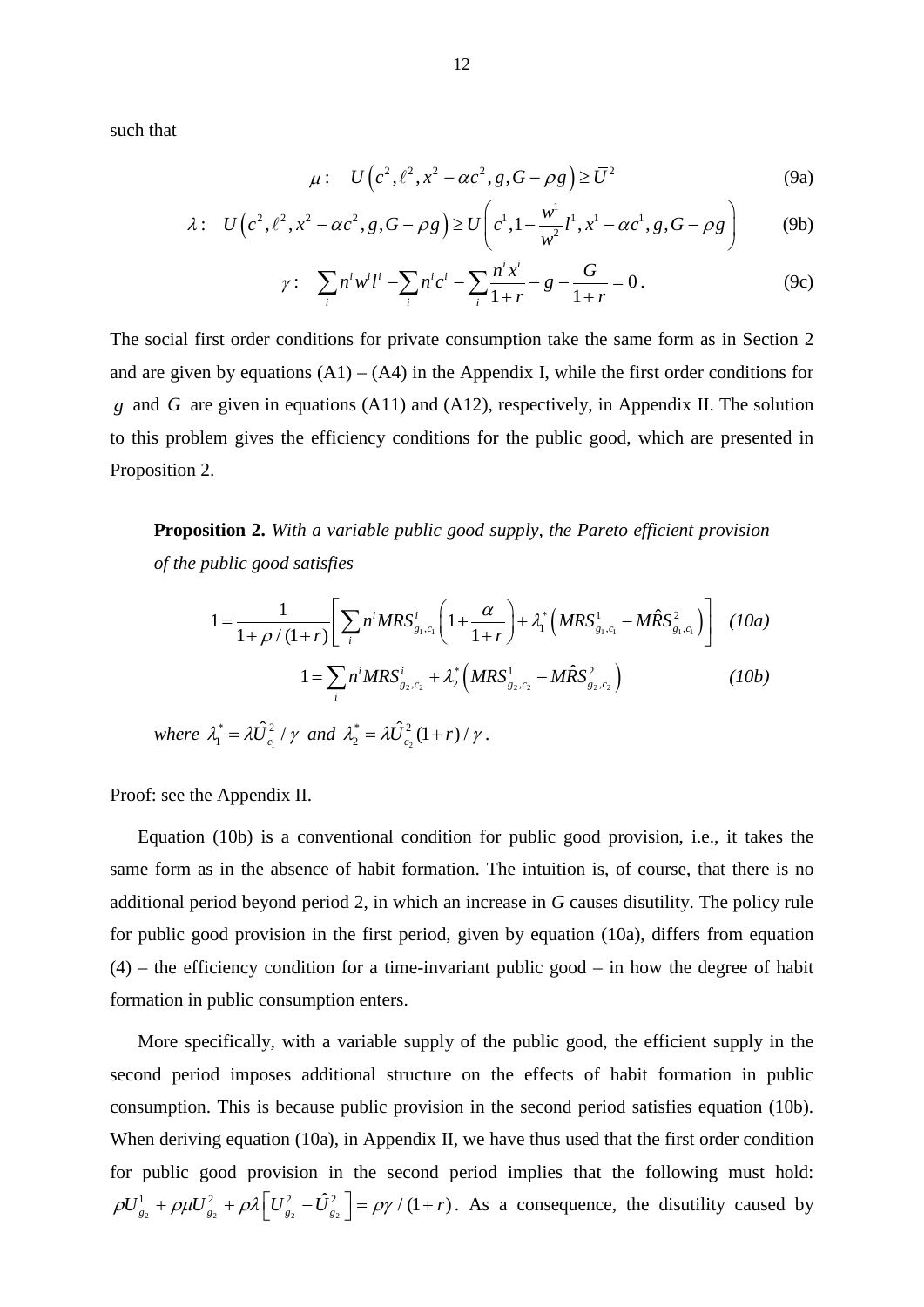such that

$$\mu: \quad U\left(c^2, \ell^2, x^2 - \alpha c^2, g, G - \rho g\right) \geq \bar{U}^2 \tag{9a}$$

$$\lambda: \quad U\left(c^2, \ell^2, x^2 - \alpha c^2, g, G - \rho g\right) \geq U\left(c^1, 1 - \frac{w^1}{w^2} l^1, x^1 - \alpha c^1, g, G - \rho g\right) \tag{9b}$$

$$\gamma: \quad \sum_i n^i w^i l^i - \sum_i n^i c^i - \sum_i \frac{n^i x^i}{1+r} - g - \frac{G}{1+r} = 0\,. \tag{9c}$$

The social first order conditions for private consumption take the same form as in Section 2 and are given by equations (A1) – (A4) in the Appendix I, while the first order conditions for $g$ and $G$ are given in equations (A11) and (A12), respectively, in Appendix II. The solution to this problem gives the efficiency conditions for the public good, which are presented in Proposition 2.

> **Proposition 2.** *With a variable public good supply, the Pareto efficient provision of the public good satisfies*
>
> $$1 = \frac{1}{1+\rho/(1+r)}\left[\sum_i n^i MRS^i_{g_1,c_1}\left(1 + \frac{\alpha}{1+r}\right) + \lambda_1^*\left(MRS^1_{g_1,c_1} - M\hat{R}S^2_{g_1,c_1}\right)\right] \tag{10a}$$
>
> $$1 = \sum_i n^i MRS^i_{g_2,c_2} + \lambda_2^*\left(MRS^1_{g_2,c_2} - M\hat{R}S^2_{g_2,c_2}\right) \tag{10b}$$
>
> *where* $\lambda_1^* = \lambda \hat{U}^2_{c_1}/\gamma$ *and* $\lambda_2^* = \lambda \hat{U}^2_{c_2}(1+r)/\gamma$.

Proof: see the Appendix II.

Equation (10b) is a conventional condition for public good provision, i.e., it takes the same form as in the absence of habit formation. The intuition is, of course, that there is no additional period beyond period 2, in which an increase in *G* causes disutility. The policy rule for public good provision in the first period, given by equation (10a), differs from equation (4) – the efficiency condition for a time-invariant public good – in how the degree of habit formation in public consumption enters.

More specifically, with a variable supply of the public good, the efficient supply in the second period imposes additional structure on the effects of habit formation in public consumption. This is because public provision in the second period satisfies equation (10b). When deriving equation (10a), in Appendix II, we have thus used that the first order condition for public good provision in the second period implies that the following must hold: $\rho U^1_{g_2} + \rho\mu U^2_{g_2} + \rho\lambda\left[U^2_{g_2} - \hat{U}^2_{g_2}\right] = \rho\gamma/(1+r)$. As a consequence, the disutility caused by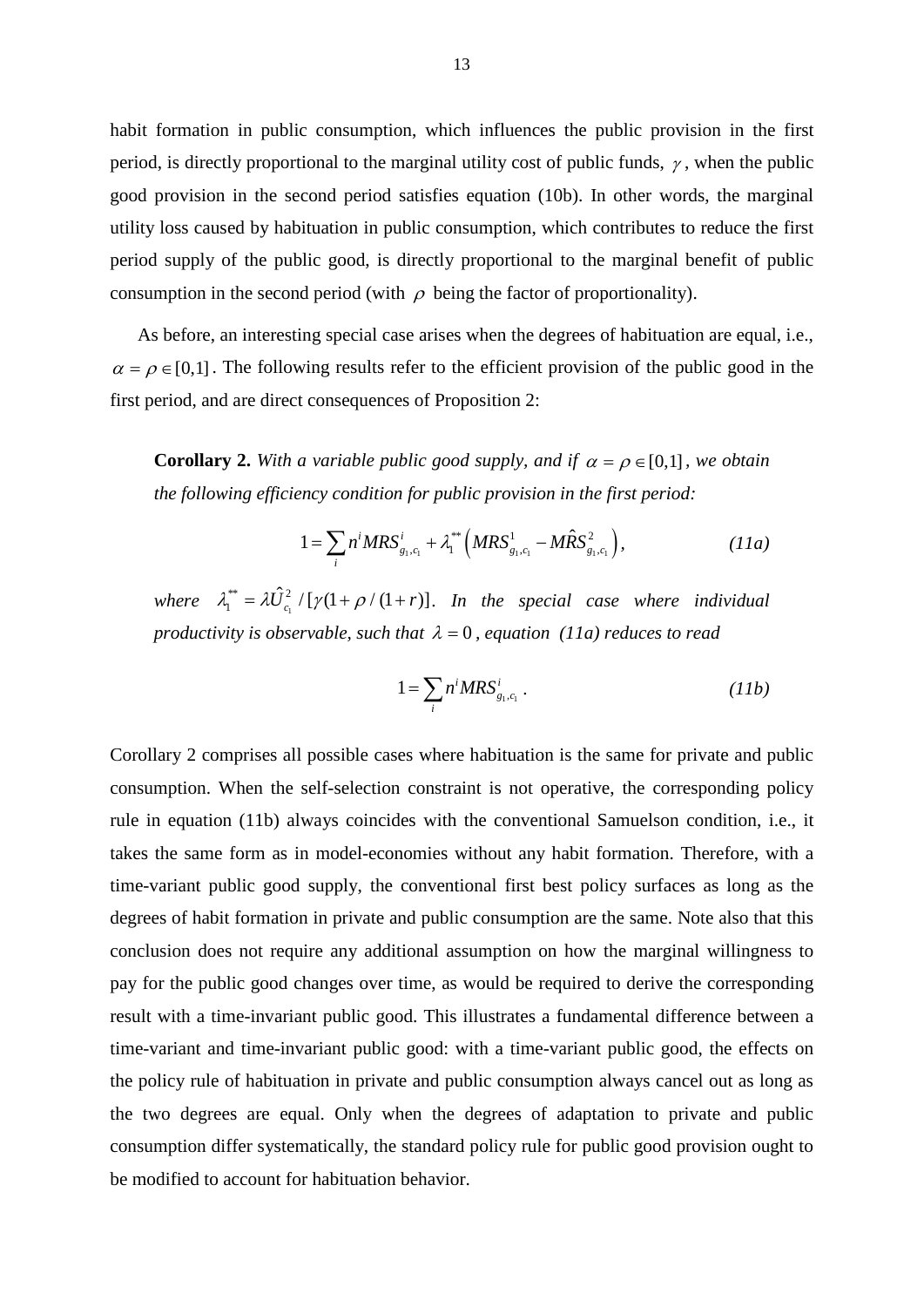habit formation in public consumption, which influences the public provision in the first period, is directly proportional to the marginal utility cost of public funds, $\gamma$, when the public good provision in the second period satisfies equation (10b). In other words, the marginal utility loss caused by habituation in public consumption, which contributes to reduce the first period supply of the public good, is directly proportional to the marginal benefit of public consumption in the second period (with $\rho$ being the factor of proportionality).

As before, an interesting special case arises when the degrees of habituation are equal, i.e., $\alpha = \rho \in [0,1]$. The following results refer to the efficient provision of the public good in the first period, and are direct consequences of Proposition 2:

> **Corollary 2.** *With a variable public good supply, and if $\alpha = \rho \in [0,1]$, we obtain the following efficiency condition for public provision in the first period:*
>
> $$1 = \sum_i n^i MRS^i_{g_1,c_1} + \lambda_1^{**}\left(MRS^1_{g_1,c_1} - M\hat{R}S^2_{g_1,c_1}\right), \tag{11a}$$
>
> *where $\lambda_1^{**} = \lambda \hat{U}^2_{c_1} / [\gamma(1+\rho/(1+r))]$. In the special case where individual productivity is observable, such that $\lambda = 0$, equation (11a) reduces to read*
>
> $$1 = \sum_i n^i MRS^i_{g_1,c_1}. \tag{11b}$$

Corollary 2 comprises all possible cases where habituation is the same for private and public consumption. When the self-selection constraint is not operative, the corresponding policy rule in equation (11b) always coincides with the conventional Samuelson condition, i.e., it takes the same form as in model-economies without any habit formation. Therefore, with a time-variant public good supply, the conventional first best policy surfaces as long as the degrees of habit formation in private and public consumption are the same. Note also that this conclusion does not require any additional assumption on how the marginal willingness to pay for the public good changes over time, as would be required to derive the corresponding result with a time-invariant public good. This illustrates a fundamental difference between a time-variant and time-invariant public good: with a time-variant public good, the effects on the policy rule of habituation in private and public consumption always cancel out as long as the two degrees are equal. Only when the degrees of adaptation to private and public consumption differ systematically, the standard policy rule for public good provision ought to be modified to account for habituation behavior.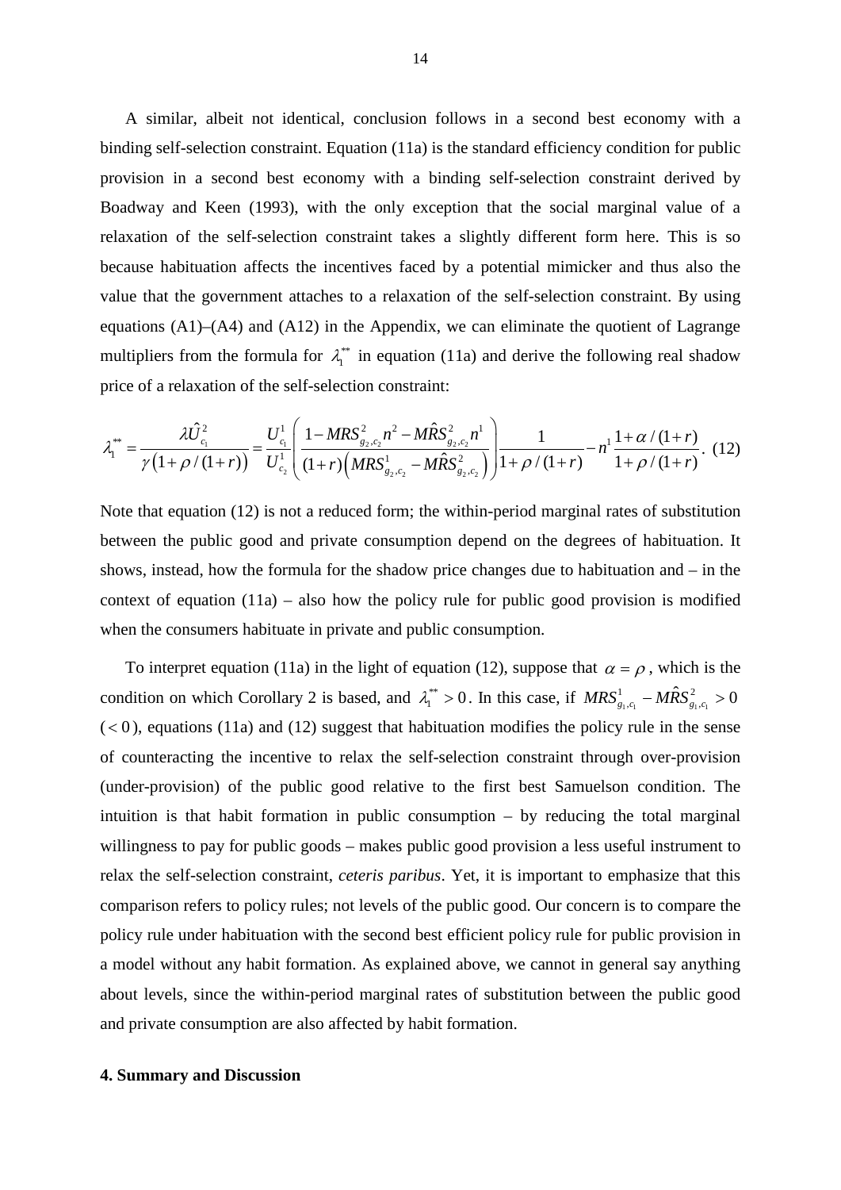A similar, albeit not identical, conclusion follows in a second best economy with a binding self-selection constraint. Equation (11a) is the standard efficiency condition for public provision in a second best economy with a binding self-selection constraint derived by Boadway and Keen (1993), with the only exception that the social marginal value of a relaxation of the self-selection constraint takes a slightly different form here. This is so because habituation affects the incentives faced by a potential mimicker and thus also the value that the government attaches to a relaxation of the self-selection constraint. By using equations (A1)–(A4) and (A12) in the Appendix, we can eliminate the quotient of Lagrange multipliers from the formula for $\lambda_1^{**}$ in equation (11a) and derive the following real shadow price of a relaxation of the self-selection constraint:

$$\lambda_1^{**} = \frac{\lambda \hat{U}_{c_1}^2}{\gamma\left(1+\rho/(1+r)\right)} = \frac{U_{c_1}^1}{U_{c_2}^1}\left(\frac{1 - MRS_{g_2,c_2}^2 n^2 - M\hat{R}S_{g_2,c_2}^2 n^1}{(1+r)\left(MRS_{g_2,c_2}^1 - M\hat{R}S_{g_2,c_2}^2\right)}\right)\frac{1}{1+\rho/(1+r)} - n^1 \frac{1+\alpha/(1+r)}{1+\rho/(1+r)}. \quad (12)$$

Note that equation (12) is not a reduced form; the within-period marginal rates of substitution between the public good and private consumption depend on the degrees of habituation. It shows, instead, how the formula for the shadow price changes due to habituation and – in the context of equation (11a) – also how the policy rule for public good provision is modified when the consumers habituate in private and public consumption.

To interpret equation (11a) in the light of equation (12), suppose that $\alpha = \rho$, which is the condition on which Corollary 2 is based, and $\lambda_1^{**} > 0$. In this case, if $MRS_{g_1,c_1}^1 - M\hat{R}S_{g_1,c_1}^2 > 0$ ($< 0$), equations (11a) and (12) suggest that habituation modifies the policy rule in the sense of counteracting the incentive to relax the self-selection constraint through over-provision (under-provision) of the public good relative to the first best Samuelson condition. The intuition is that habit formation in public consumption – by reducing the total marginal willingness to pay for public goods – makes public good provision a less useful instrument to relax the self-selection constraint, *ceteris paribus*. Yet, it is important to emphasize that this comparison refers to policy rules; not levels of the public good. Our concern is to compare the policy rule under habituation with the second best efficient policy rule for public provision in a model without any habit formation. As explained above, we cannot in general say anything about levels, since the within-period marginal rates of substitution between the public good and private consumption are also affected by habit formation.

## 4. Summary and Discussion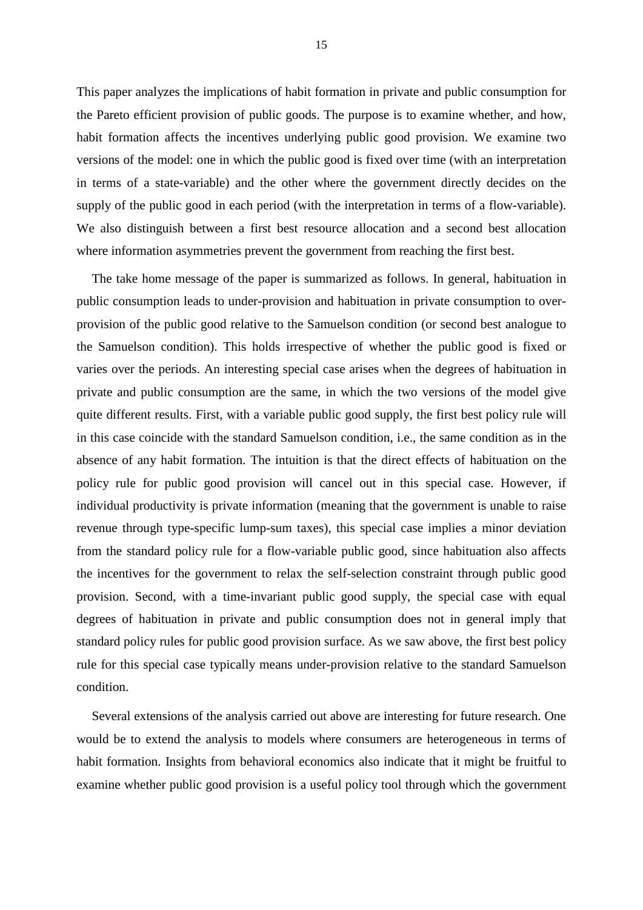This paper analyzes the implications of habit formation in private and public consumption for the Pareto efficient provision of public goods. The purpose is to examine whether, and how, habit formation affects the incentives underlying public good provision. We examine two versions of the model: one in which the public good is fixed over time (with an interpretation in terms of a state-variable) and the other where the government directly decides on the supply of the public good in each period (with the interpretation in terms of a flow-variable). We also distinguish between a first best resource allocation and a second best allocation where information asymmetries prevent the government from reaching the first best.

The take home message of the paper is summarized as follows. In general, habituation in public consumption leads to under-provision and habituation in private consumption to over-provision of the public good relative to the Samuelson condition (or second best analogue to the Samuelson condition). This holds irrespective of whether the public good is fixed or varies over the periods. An interesting special case arises when the degrees of habituation in private and public consumption are the same, in which the two versions of the model give quite different results. First, with a variable public good supply, the first best policy rule will in this case coincide with the standard Samuelson condition, i.e., the same condition as in the absence of any habit formation. The intuition is that the direct effects of habituation on the policy rule for public good provision will cancel out in this special case. However, if individual productivity is private information (meaning that the government is unable to raise revenue through type-specific lump-sum taxes), this special case implies a minor deviation from the standard policy rule for a flow-variable public good, since habituation also affects the incentives for the government to relax the self-selection constraint through public good provision. Second, with a time-invariant public good supply, the special case with equal degrees of habituation in private and public consumption does not in general imply that standard policy rules for public good provision surface. As we saw above, the first best policy rule for this special case typically means under-provision relative to the standard Samuelson condition.

Several extensions of the analysis carried out above are interesting for future research. One would be to extend the analysis to models where consumers are heterogeneous in terms of habit formation. Insights from behavioral economics also indicate that it might be fruitful to examine whether public good provision is a useful policy tool through which the government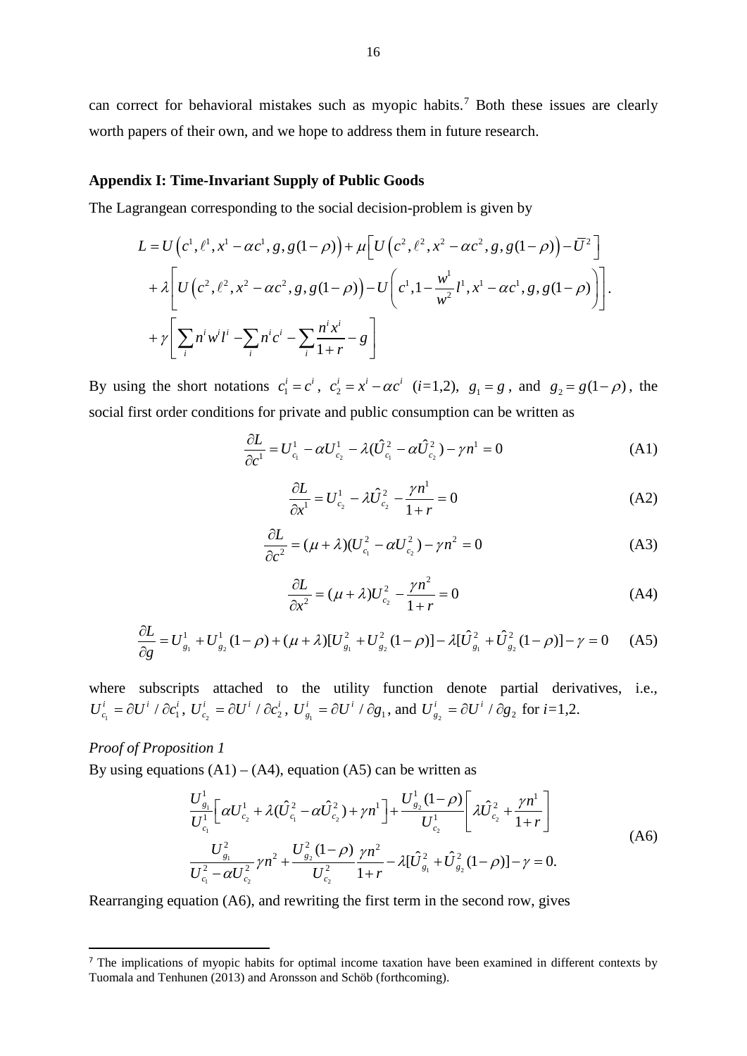can correct for behavioral mistakes such as myopic habits.[7] Both these issues are clearly worth papers of their own, and we hope to address them in future research.

**Appendix I: Time-Invariant Supply of Public Goods**

The Lagrangean corresponding to the social decision-problem is given by

$$
\begin{aligned}
L &= U\left(c^1, \ell^1, x^1 - \alpha c^1, g, g(1-\rho)\right) + \mu\left[U\left(c^2, \ell^2, x^2 - \alpha c^2, g, g(1-\rho)\right) - \bar{U}^2\right] \\
&+ \lambda\left[U\left(c^2, \ell^2, x^2 - \alpha c^2, g, g(1-\rho)\right) - U\left(c^1, 1 - \frac{w^1}{w^2} l^1, x^1 - \alpha c^1, g, g(1-\rho)\right)\right]. \\
&+ \gamma\left[\sum_i n^i w^i l^i - \sum_i n^i c^i - \sum_i \frac{n^i x^i}{1+r} - g\right]
\end{aligned}
$$

By using the short notations $c_1^i = c^i$, $c_2^i = x^i - \alpha c^i$ ($i$=1,2), $g_1 = g$, and $g_2 = g(1-\rho)$, the social first order conditions for private and public consumption can be written as

$$\frac{\partial L}{\partial c^1} = U_{c_1}^1 - \alpha U_{c_2}^1 - \lambda(\hat{U}_{c_1}^2 - \alpha \hat{U}_{c_2}^2) - \gamma n^1 = 0 \tag{A1}$$

$$\frac{\partial L}{\partial x^1} = U_{c_2}^1 - \lambda \hat{U}_{c_2}^2 - \frac{\gamma n^1}{1+r} = 0 \tag{A2}$$

$$\frac{\partial L}{\partial c^2} = (\mu + \lambda)(U_{c_1}^2 - \alpha U_{c_2}^2) - \gamma n^2 = 0 \tag{A3}$$

$$\frac{\partial L}{\partial x^2} = (\mu + \lambda) U_{c_2}^2 - \frac{\gamma n^2}{1+r} = 0 \tag{A4}$$

$$\frac{\partial L}{\partial g} = U_{g_1}^1 + U_{g_2}^1(1-\rho) + (\mu + \lambda)[U_{g_1}^2 + U_{g_2}^2(1-\rho)] - \lambda[\hat{U}_{g_1}^2 + \hat{U}_{g_2}^2(1-\rho)] - \gamma = 0 \tag{A5}$$

where subscripts attached to the utility function denote partial derivatives, i.e., $U_{c_1}^i = \partial U^i / \partial c_1^i$, $U_{c_2}^i = \partial U^i / \partial c_2^i$, $U_{g_1}^i = \partial U^i / \partial g_1$, and $U_{g_2}^i = \partial U^i / \partial g_2$ for $i$=1,2.

*Proof of Proposition 1*

By using equations (A1) – (A4), equation (A5) can be written as

$$
\begin{aligned}
&\frac{U_{g_1}^1}{U_{c_1}^1}\left[\alpha U_{c_2}^1 + \lambda(\hat{U}_{c_1}^2 - \alpha \hat{U}_{c_2}^2) + \gamma n^1\right] + \frac{U_{g_2}^1(1-\rho)}{U_{c_2}^1}\left[\lambda \hat{U}_{c_2}^2 + \frac{\gamma n^1}{1+r}\right] \\
&\frac{U_{g_1}^2}{U_{c_1}^2 - \alpha U_{c_2}^2} \gamma n^2 + \frac{U_{g_2}^2(1-\rho)}{U_{c_2}^2} \frac{\gamma n^2}{1+r} - \lambda[\hat{U}_{g_1}^2 + \hat{U}_{g_2}^2(1-\rho)] - \gamma = 0.
\end{aligned} \tag{A6}
$$

Rearranging equation (A6), and rewriting the first term in the second row, gives

[7] The implications of myopic habits for optimal income taxation have been examined in different contexts by Tuomala and Tenhunen (2013) and Aronsson and Schöb (forthcoming).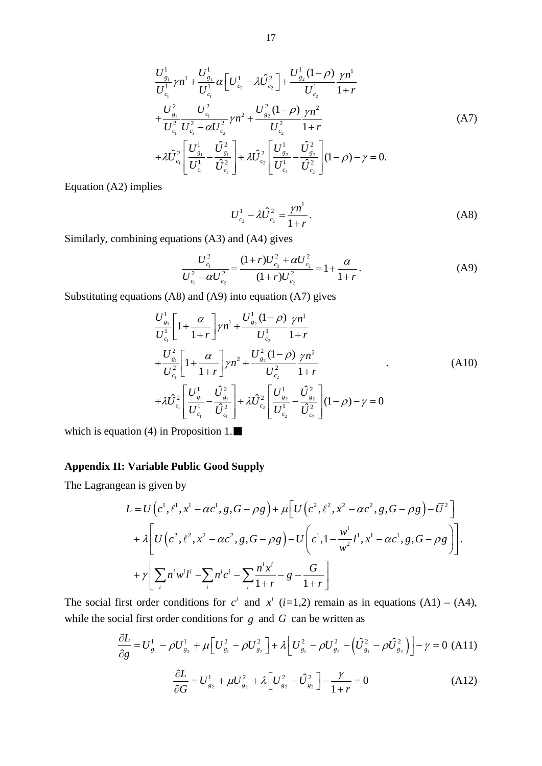$$
\begin{aligned}
&\frac{U^1_{g_1}}{U^1_{c_1}}\gamma n^1 + \frac{U^1_{g_1}}{U^1_{c_1}}\alpha\left[U^1_{c_2} - \lambda \hat{U}^2_{c_2}\right] + \frac{U^1_{g_2}(1-\rho)}{U^1_{c_2}}\frac{\gamma n^1}{1+r} \\
&+ \frac{U^2_{g_1}}{U^2_{c_1}}\frac{U^2_{c_1}}{U^2_{c_1} - \alpha U^2_{c_2}}\gamma n^2 + \frac{U^2_{g_2}(1-\rho)}{U^2_{c_2}}\frac{\gamma n^2}{1+r} \\
&+ \lambda \hat{U}^2_{c_1}\left[\frac{U^1_{g_1}}{U^1_{c_1}} - \frac{\hat{U}^2_{g_1}}{\hat{U}^2_{c_1}}\right] + \lambda \hat{U}^2_{c_2}\left[\frac{U^1_{g_2}}{U^1_{c_2}} - \frac{\hat{U}^2_{g_2}}{\hat{U}^2_{c_2}}\right](1-\rho) - \gamma = 0.
\end{aligned}
\tag{A7}
$$

Equation (A2) implies

$$
U^1_{c_2} - \lambda \hat{U}^2_{c_2} = \frac{\gamma n^1}{1+r}. \tag{A8}
$$

Similarly, combining equations (A3) and (A4) gives

$$
\frac{U^2_{c_1}}{U^2_{c_1} - \alpha U^2_{c_2}} = \frac{(1+r)U^2_{c_2} + \alpha U^2_{c_2}}{(1+r)U^2_{c_2}} = 1 + \frac{\alpha}{1+r}. \tag{A9}
$$

Substituting equations (A8) and (A9) into equation (A7) gives

$$
\begin{aligned}
&\frac{U^1_{g_1}}{U^1_{c_1}}\left[1 + \frac{\alpha}{1+r}\right]\gamma n^1 + \frac{U^1_{g_2}(1-\rho)}{U^1_{c_2}}\frac{\gamma n^1}{1+r} \\
&+ \frac{U^2_{g_1}}{U^2_{c_1}}\left[1 + \frac{\alpha}{1+r}\right]\gamma n^2 + \frac{U^2_{g_2}(1-\rho)}{U^2_{c_2}}\frac{\gamma n^2}{1+r} \\
&+ \lambda \hat{U}^2_{c_1}\left[\frac{U^1_{g_1}}{U^1_{c_1}} - \frac{\hat{U}^2_{g_1}}{\hat{U}^2_{c_1}}\right] + \lambda \hat{U}^2_{c_2}\left[\frac{U^1_{g_2}}{U^1_{c_2}} - \frac{\hat{U}^2_{g_2}}{\hat{U}^2_{c_2}}\right](1-\rho) - \gamma = 0
\end{aligned}
\tag{A10}
$$

which is equation (4) in Proposition 1.■

## Appendix II: Variable Public Good Supply

The Lagrangean is given by

$$
\begin{aligned}
L &= U\left(c^1, \ell^1, x^1 - \alpha c^1, g, G - \rho g\right) + \mu\left[U\left(c^2, \ell^2, x^2 - \alpha c^2, g, G - \rho g\right) - \bar{U}^2\right] \\
&+ \lambda\left[U\left(c^2, \ell^2, x^2 - \alpha c^2, g, G - \rho g\right) - U\left(c^1, 1 - \frac{w^1}{w^2}l^1, x^1 - \alpha c^1, g, G - \rho g\right)\right]. \\
&+ \gamma\left[\sum_i n^i w^i l^i - \sum_i n^i c^i - \sum_i \frac{n^i x^i}{1+r} - g - \frac{G}{1+r}\right]
\end{aligned}
$$

The social first order conditions for $c^i$ and $x^i$ ($i$=1,2) remain as in equations (A1) – (A4), while the social first order conditions for $g$ and $G$ can be written as

$$
\frac{\partial L}{\partial g} = U^1_{g_1} - \rho U^1_{g_2} + \mu\left[U^2_{g_1} - \rho U^2_{g_2}\right] + \lambda\left[U^2_{g_1} - \rho U^2_{g_2} - \left(\hat{U}^2_{g_1} - \rho \hat{U}^2_{g_2}\right)\right] - \gamma = 0 \tag{A11}
$$

$$
\frac{\partial L}{\partial G} = U^1_{g_2} + \mu U^2_{g_2} + \lambda\left[U^2_{g_2} - \hat{U}^2_{g_2}\right] - \frac{\gamma}{1+r} = 0 \tag{A12}
$$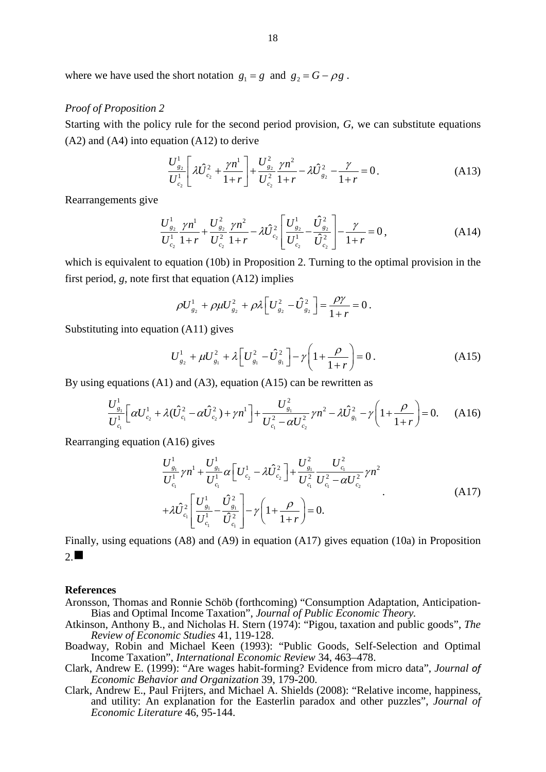where we have used the short notation $g_1 = g$ and $g_2 = G - \rho g$.

*Proof of Proposition 2*

Starting with the policy rule for the second period provision, *G*, we can substitute equations (A2) and (A4) into equation (A12) to derive

$$\frac{U^1_{g_2}}{U^1_{c_2}}\left[\lambda \hat{U}^2_{c_2} + \frac{\gamma n^1}{1+r}\right] + \frac{U^2_{g_2}}{U^2_{c_2}}\frac{\gamma n^2}{1+r} - \lambda \hat{U}^2_{g_2} - \frac{\gamma}{1+r} = 0. \tag{A13}$$

Rearrangements give

$$\frac{U^1_{g_2}}{U^1_{c_2}}\frac{\gamma n^1}{1+r} + \frac{U^2_{g_2}}{U^2_{c_2}}\frac{\gamma n^2}{1+r} - \lambda \hat{U}^2_{c_2}\left[\frac{U^1_{g_2}}{U^1_{c_2}} - \frac{\hat{U}^2_{g_2}}{\hat{U}^2_{c_2}}\right] - \frac{\gamma}{1+r} = 0, \tag{A14}$$

which is equivalent to equation (10b) in Proposition 2. Turning to the optimal provision in the first period, *g*, note first that equation (A12) implies

$$\rho U^1_{g_2} + \rho\mu U^2_{g_2} + \rho\lambda\left[U^2_{g_2} - \hat{U}^2_{g_2}\right] = \frac{\rho\gamma}{1+r} = 0.$$

Substituting into equation (A11) gives

$$U^1_{g_2} + \mu U^2_{g_1} + \lambda\left[U^2_{g_1} - \hat{U}^2_{g_1}\right] - \gamma\left(1 + \frac{\rho}{1+r}\right) = 0. \tag{A15}$$

By using equations (A1) and (A3), equation (A15) can be rewritten as

$$\frac{U^1_{g_1}}{U^1_{c_1}}\left[\alpha U^1_{c_2} + \lambda(\hat{U}^2_{c_1} - \alpha\hat{U}^2_{c_2}) + \gamma n^1\right] + \frac{U^2_{g_1}}{U^2_{c_1} - \alpha U^2_{c_2}}\gamma n^2 - \lambda\hat{U}^2_{g_1} - \gamma\left(1 + \frac{\rho}{1+r}\right) = 0. \tag{A16}$$

Rearranging equation (A16) gives

$$\begin{aligned}&\frac{U^1_{g_1}}{U^1_{c_1}}\gamma n^1 + \frac{U^1_{g_1}}{U^1_{c_1}}\alpha\left[U^1_{c_2} - \lambda\hat{U}^2_{c_2}\right] + \frac{U^2_{g_1}}{U^2_{c_1}}\frac{U^2_{c_1}}{U^2_{c_1} - \alpha U^2_{c_2}}\gamma n^2 \\ &+ \lambda\hat{U}^2_{c_1}\left[\frac{U^1_{g_1}}{U^1_{c_1}} - \frac{\hat{U}^2_{g_1}}{\hat{U}^2_{c_1}}\right] - \gamma\left(1 + \frac{\rho}{1+r}\right) = 0.\end{aligned} \tag{A17}$$

Finally, using equations (A8) and (A9) in equation (A17) gives equation (10a) in Proposition 2.■

## References

Aronsson, Thomas and Ronnie Schöb (forthcoming) "Consumption Adaptation, Anticipation-Bias and Optimal Income Taxation", *Journal of Public Economic Theory.*

Atkinson, Anthony B., and Nicholas H. Stern (1974): "Pigou, taxation and public goods", *The Review of Economic Studies* 41, 119-128.

Boadway, Robin and Michael Keen (1993): "Public Goods, Self-Selection and Optimal Income Taxation", *International Economic Review* 34, 463–478.

Clark, Andrew E. (1999): "Are wages habit-forming? Evidence from micro data", *Journal of Economic Behavior and Organization* 39, 179-200.

Clark, Andrew E., Paul Frijters, and Michael A. Shields (2008): "Relative income, happiness, and utility: An explanation for the Easterlin paradox and other puzzles", *Journal of Economic Literature* 46, 95-144.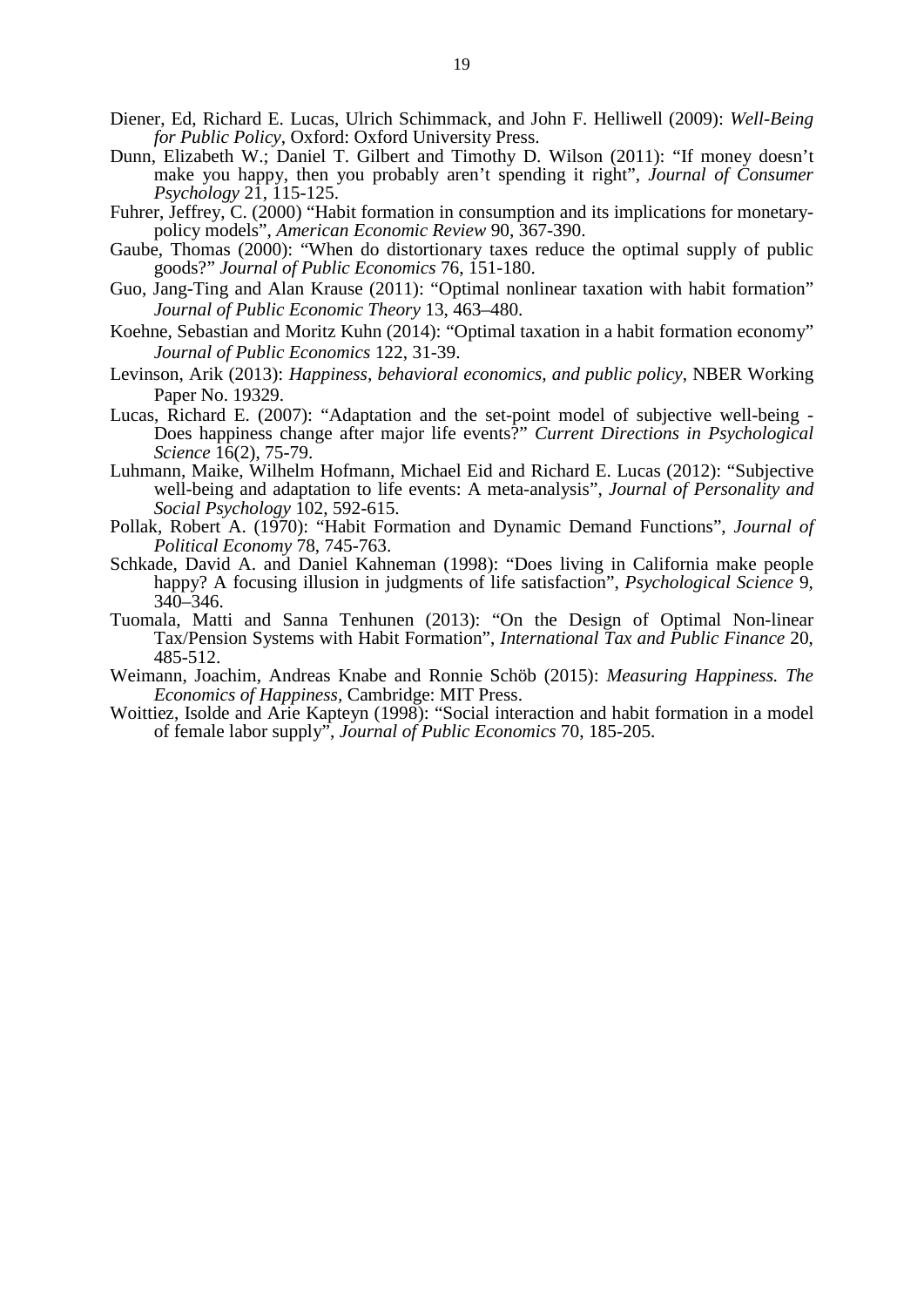Diener, Ed, Richard E. Lucas, Ulrich Schimmack, and John F. Helliwell (2009): *Well-Being for Public Policy*, Oxford: Oxford University Press.

Dunn, Elizabeth W.; Daniel T. Gilbert and Timothy D. Wilson (2011): "If money doesn't make you happy, then you probably aren't spending it right", *Journal of Consumer Psychology* 21, 115-125.

Fuhrer, Jeffrey, C. (2000) "Habit formation in consumption and its implications for monetary-policy models", *American Economic Review* 90, 367-390.

Gaube, Thomas (2000): "When do distortionary taxes reduce the optimal supply of public goods?" *Journal of Public Economics* 76, 151-180.

Guo, Jang-Ting and Alan Krause (2011): "Optimal nonlinear taxation with habit formation" *Journal of Public Economic Theory* 13, 463–480.

Koehne, Sebastian and Moritz Kuhn (2014): "Optimal taxation in a habit formation economy" *Journal of Public Economics* 122, 31-39.

Levinson, Arik (2013): *Happiness, behavioral economics, and public policy*, NBER Working Paper No. 19329.

Lucas, Richard E. (2007): "Adaptation and the set-point model of subjective well-being - Does happiness change after major life events?" *Current Directions in Psychological Science* 16(2), 75-79.

Luhmann, Maike, Wilhelm Hofmann, Michael Eid and Richard E. Lucas (2012): "Subjective well-being and adaptation to life events: A meta-analysis", *Journal of Personality and Social Psychology* 102, 592-615.

Pollak, Robert A. (1970): "Habit Formation and Dynamic Demand Functions", *Journal of Political Economy* 78, 745-763.

Schkade, David A. and Daniel Kahneman (1998): "Does living in California make people happy? A focusing illusion in judgments of life satisfaction", *Psychological Science* 9, 340–346.

Tuomala, Matti and Sanna Tenhunen (2013): "On the Design of Optimal Non-linear Tax/Pension Systems with Habit Formation", *International Tax and Public Finance* 20, 485-512.

Weimann, Joachim, Andreas Knabe and Ronnie Schöb (2015): *Measuring Happiness. The Economics of Happiness*, Cambridge: MIT Press.

Woittiez, Isolde and Arie Kapteyn (1998): "Social interaction and habit formation in a model of female labor supply", *Journal of Public Economics* 70, 185-205.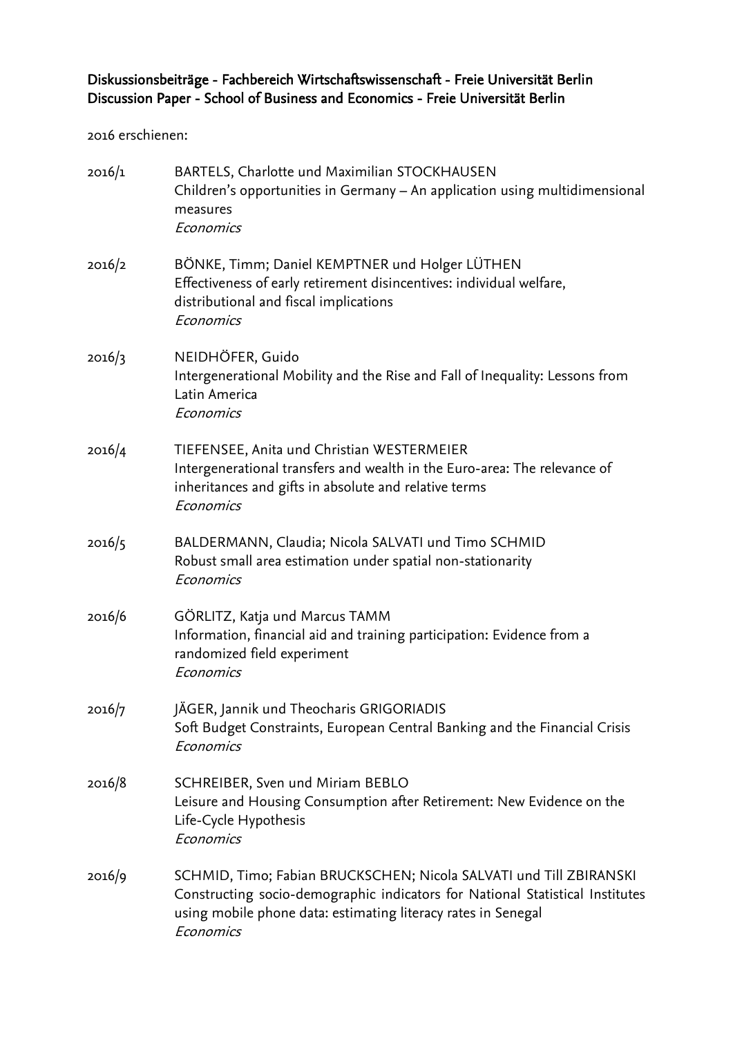Diskussionsbeiträge - Fachbereich Wirtschaftswissenschaft - Freie Universität Berlin
Discussion Paper - School of Business and Economics - Freie Universität Berlin

2016 erschienen:

2016/1 BARTELS, Charlotte und Maximilian STOCKHAUSEN
Children's opportunities in Germany – An application using multidimensional measures
*Economics*

2016/2 BÖNKE, Timm; Daniel KEMPTNER und Holger LÜTHEN
Effectiveness of early retirement disincentives: individual welfare, distributional and fiscal implications
*Economics*

2016/3 NEIDHÖFER, Guido
Intergenerational Mobility and the Rise and Fall of Inequality: Lessons from Latin America
*Economics*

2016/4 TIEFENSEE, Anita und Christian WESTERMEIER
Intergenerational transfers and wealth in the Euro-area: The relevance of inheritances and gifts in absolute and relative terms
*Economics*

2016/5 BALDERMANN, Claudia; Nicola SALVATI und Timo SCHMID
Robust small area estimation under spatial non-stationarity
*Economics*

2016/6 GÖRLITZ, Katja und Marcus TAMM
Information, financial aid and training participation: Evidence from a randomized field experiment
*Economics*

2016/7 JÄGER, Jannik und Theocharis GRIGORIADIS
Soft Budget Constraints, European Central Banking and the Financial Crisis
*Economics*

2016/8 SCHREIBER, Sven und Miriam BEBLO
Leisure and Housing Consumption after Retirement: New Evidence on the Life-Cycle Hypothesis
*Economics*

2016/9 SCHMID, Timo; Fabian BRUCKSCHEN; Nicola SALVATI und Till ZBIRANSKI
Constructing socio-demographic indicators for National Statistical Institutes using mobile phone data: estimating literacy rates in Senegal
*Economics*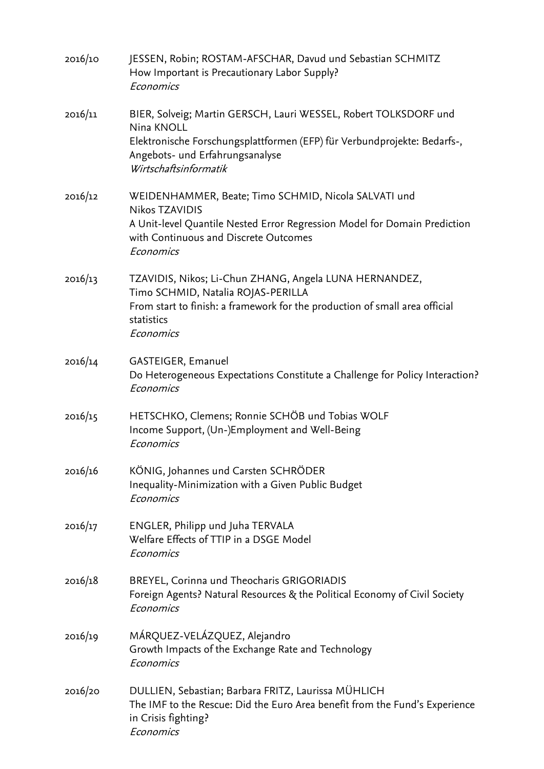2016/10 JESSEN, Robin; ROSTAM-AFSCHAR, Davud und Sebastian SCHMITZ
How Important is Precautionary Labor Supply?
*Economics*

2016/11 BIER, Solveig; Martin GERSCH, Lauri WESSEL, Robert TOLKSDORF und Nina KNOLL
Elektronische Forschungsplattformen (EFP) für Verbundprojekte: Bedarfs-, Angebots- und Erfahrungsanalyse
*Wirtschaftsinformatik*

2016/12 WEIDENHAMMER, Beate; Timo SCHMID, Nicola SALVATI und Nikos TZAVIDIS
A Unit-level Quantile Nested Error Regression Model for Domain Prediction with Continuous and Discrete Outcomes
*Economics*

2016/13 TZAVIDIS, Nikos; Li-Chun ZHANG, Angela LUNA HERNANDEZ, Timo SCHMID, Natalia ROJAS-PERILLA
From start to finish: a framework for the production of small area official statistics
*Economics*

2016/14 GASTEIGER, Emanuel
Do Heterogeneous Expectations Constitute a Challenge for Policy Interaction?
*Economics*

2016/15 HETSCHKO, Clemens; Ronnie SCHÖB und Tobias WOLF
Income Support, (Un-)Employment and Well-Being
*Economics*

2016/16 KÖNIG, Johannes und Carsten SCHRÖDER
Inequality-Minimization with a Given Public Budget
*Economics*

2016/17 ENGLER, Philipp und Juha TERVALA
Welfare Effects of TTIP in a DSGE Model
*Economics*

2016/18 BREYEL, Corinna und Theocharis GRIGORIADIS
Foreign Agents? Natural Resources & the Political Economy of Civil Society
*Economics*

2016/19 MÁRQUEZ-VELÁZQUEZ, Alejandro
Growth Impacts of the Exchange Rate and Technology
*Economics*

2016/20 DULLIEN, Sebastian; Barbara FRITZ, Laurissa MÜHLICH
The IMF to the Rescue: Did the Euro Area benefit from the Fund's Experience in Crisis fighting?
*Economics*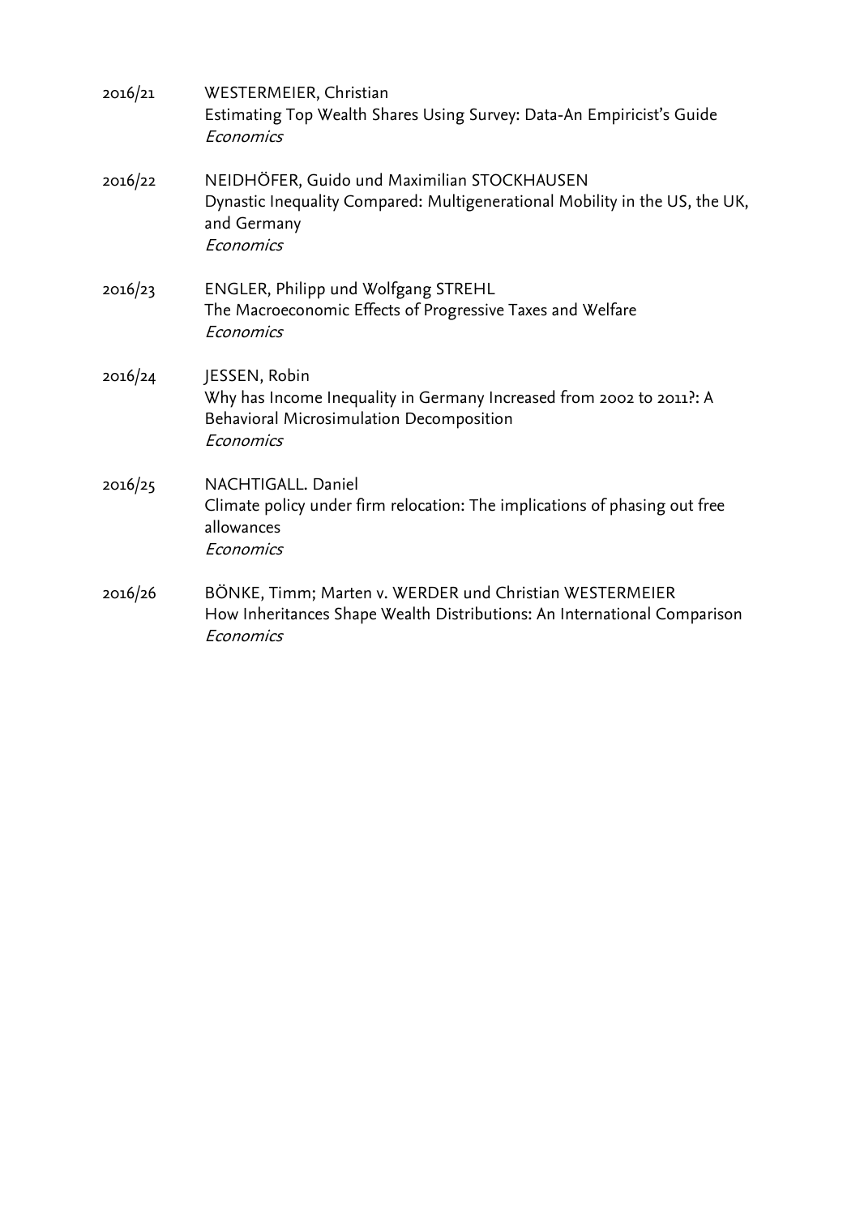2016/21 WESTERMEIER, Christian
Estimating Top Wealth Shares Using Survey: Data-An Empiricist's Guide
*Economics*

2016/22 NEIDHÖFER, Guido und Maximilian STOCKHAUSEN
Dynastic Inequality Compared: Multigenerational Mobility in the US, the UK, and Germany
*Economics*

2016/23 ENGLER, Philipp und Wolfgang STREHL
The Macroeconomic Effects of Progressive Taxes and Welfare
*Economics*

2016/24 JESSEN, Robin
Why has Income Inequality in Germany Increased from 2002 to 2011?: A Behavioral Microsimulation Decomposition
*Economics*

2016/25 NACHTIGALL. Daniel
Climate policy under firm relocation: The implications of phasing out free allowances
*Economics*

2016/26 BÖNKE, Timm; Marten v. WERDER und Christian WESTERMEIER
How Inheritances Shape Wealth Distributions: An International Comparison
*Economics*